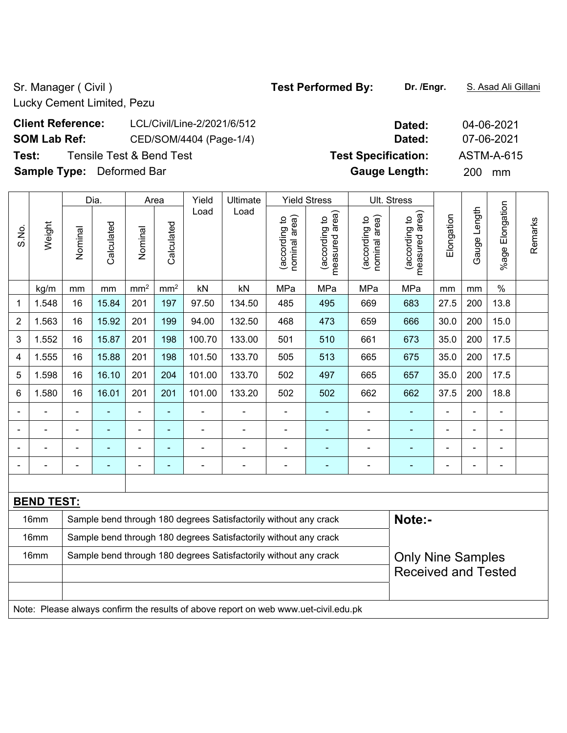Sr. Manager ( Civil )
Lucky Cement Limited, Pezu

**Test Performed By:** **Dr. /Engr.** S. Asad Ali Gillani

**Client Reference:** LCL/Civil/Line-2/2021/6/512 **Dated:** 04-06-2021

**SOM Lab Ref:** CED/SOM/4404 (Page-1/4) **Dated:** 07-06-2021

**Test:** Tensile Test & Bend Test **Test Specification:** ASTM-A-615

**Sample Type:** Deformed Bar **Gauge Length:** 200 mm

| S.No. | Weight | Dia. | | Area | | Yield Load | Ultimate Load | Yield Stress | | Ult. Stress | | Elongation | Gauge Length | %age Elongation | Remarks |
|---|---|---|---|---|---|---|---|---|---|---|---|---|---|---|---|
| | | Nominal | Calculated | Nominal | Calculated | | | (according to nominal area) | (according to measured area) | (according to nominal area) | (according to measured area) | | | | |
| | kg/m | mm | mm | mm² | mm² | kN | kN | MPa | MPa | MPa | MPa | mm | mm | % | |
| 1 | 1.548 | 16 | 15.84 | 201 | 197 | 97.50 | 134.50 | 485 | 495 | 669 | 683 | 27.5 | 200 | 13.8 | |
| 2 | 1.563 | 16 | 15.92 | 201 | 199 | 94.00 | 132.50 | 468 | 473 | 659 | 666 | 30.0 | 200 | 15.0 | |
| 3 | 1.552 | 16 | 15.87 | 201 | 198 | 100.70 | 133.00 | 501 | 510 | 661 | 673 | 35.0 | 200 | 17.5 | |
| 4 | 1.555 | 16 | 15.88 | 201 | 198 | 101.50 | 133.70 | 505 | 513 | 665 | 675 | 35.0 | 200 | 17.5 | |
| 5 | 1.598 | 16 | 16.10 | 201 | 204 | 101.00 | 133.70 | 502 | 497 | 665 | 657 | 35.0 | 200 | 17.5 | |
| 6 | 1.580 | 16 | 16.01 | 201 | 201 | 101.00 | 133.20 | 502 | 502 | 662 | 662 | 37.5 | 200 | 18.8 | |
| - | - | - | - | - | - | - | - | - | - | - | - | - | - | - | |
| - | - | - | - | - | - | - | - | - | - | - | - | - | - | - | |
| - | - | - | - | - | - | - | - | - | - | - | - | - | - | - | |
| - | - | - | - | - | - | - | - | - | - | - | - | - | - | - | |

**BEND TEST:**

| | | |
|---|---|---|
| 16mm | Sample bend through 180 degrees Satisfactorily without any crack | **Note:-** |
| 16mm | Sample bend through 180 degrees Satisfactorily without any crack | |
| 16mm | Sample bend through 180 degrees Satisfactorily without any crack | Only Nine Samples Received and Tested |

Note: Please always confirm the results of above report on web www.uet-civil.edu.pk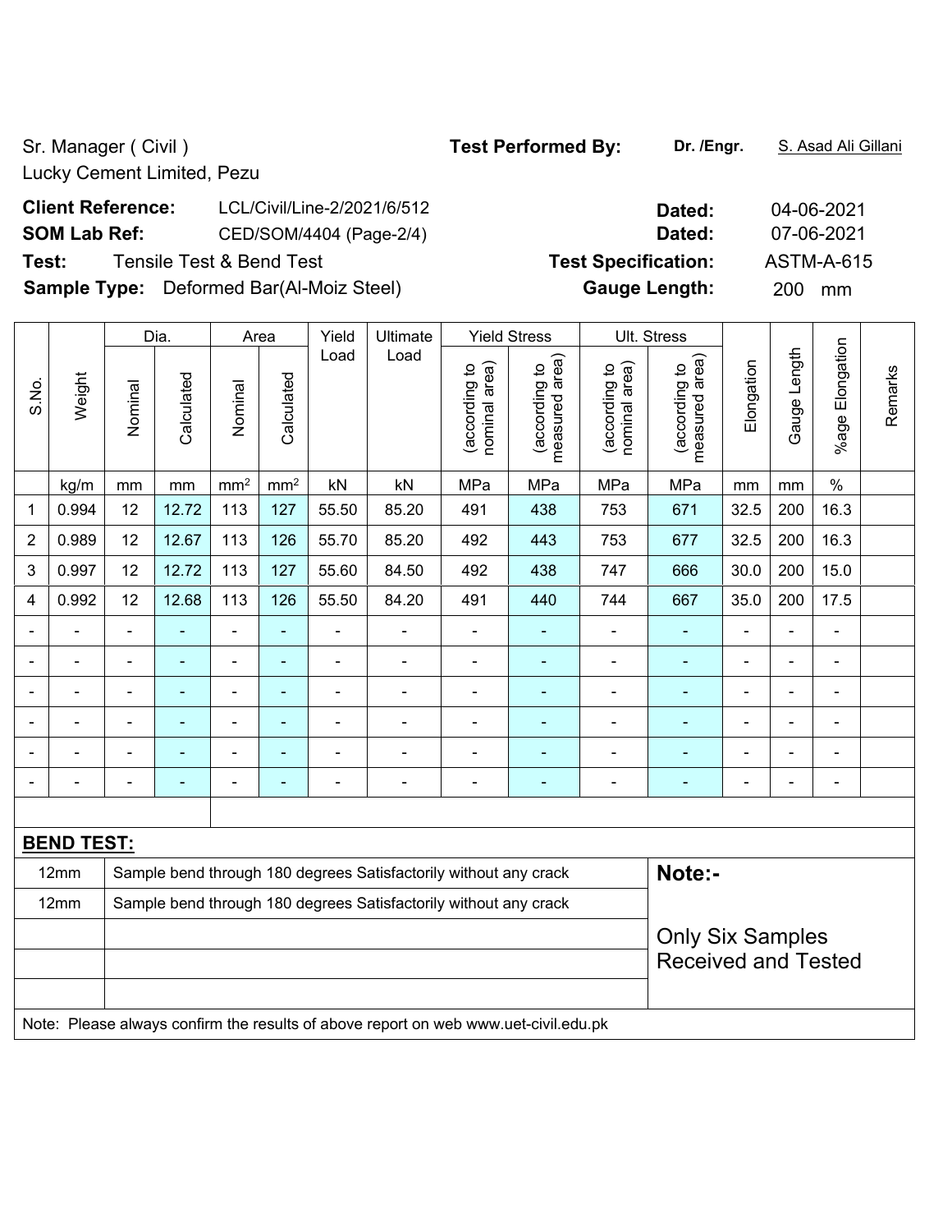Sr. Manager ( Civil )
Lucky Cement Limited, Pezu

**Test Performed By:** **Dr. /Engr.** S. Asad Ali Gillani

**Client Reference:** LCL/Civil/Line-2/2021/6/512 **Dated:** 04-06-2021

**SOM Lab Ref:** CED/SOM/4404 (Page-2/4) **Dated:** 07-06-2021

**Test:** Tensile Test & Bend Test **Test Specification:** ASTM-A-615

**Sample Type:** Deformed Bar(Al-Moiz Steel) **Gauge Length:** 200 mm

| S.No. | Weight | Dia. | | Area | | Yield Load | Ultimate Load | Yield Stress | | Ult. Stress | | Elongation | Gauge Length | %age Elongation | Remarks |
|---|---|---|---|---|---|---|---|---|---|---|---|---|---|---|---|
| | | Nominal | Calculated | Nominal | Calculated | | | (according to nominal area) | (according to measured area) | (according to nominal area) | (according to measured area) | | | | |
| | kg/m | mm | mm | mm² | mm² | kN | kN | MPa | MPa | MPa | MPa | mm | mm | % | |
| 1 | 0.994 | 12 | 12.72 | 113 | 127 | 55.50 | 85.20 | 491 | 438 | 753 | 671 | 32.5 | 200 | 16.3 | |
| 2 | 0.989 | 12 | 12.67 | 113 | 126 | 55.70 | 85.20 | 492 | 443 | 753 | 677 | 32.5 | 200 | 16.3 | |
| 3 | 0.997 | 12 | 12.72 | 113 | 127 | 55.60 | 84.50 | 492 | 438 | 747 | 666 | 30.0 | 200 | 15.0 | |
| 4 | 0.992 | 12 | 12.68 | 113 | 126 | 55.50 | 84.20 | 491 | 440 | 744 | 667 | 35.0 | 200 | 17.5 | |
| - | - | - | - | - | - | - | - | - | - | - | - | - | - | - | |
| - | - | - | - | - | - | - | - | - | - | - | - | - | - | - | |
| - | - | - | - | - | - | - | - | - | - | - | - | - | - | - | |
| - | - | - | - | - | - | - | - | - | - | - | - | - | - | - | |
| - | - | - | - | - | - | - | - | - | - | - | - | - | - | - | |
| - | - | - | - | - | - | - | - | - | - | - | - | - | - | - | |

**BEND TEST:**

| | | |
|---|---|---|
| 12mm | Sample bend through 180 degrees Satisfactorily without any crack | **Note:-** |
| 12mm | Sample bend through 180 degrees Satisfactorily without any crack | Only Six Samples Received and Tested |

Note: Please always confirm the results of above report on web www.uet-civil.edu.pk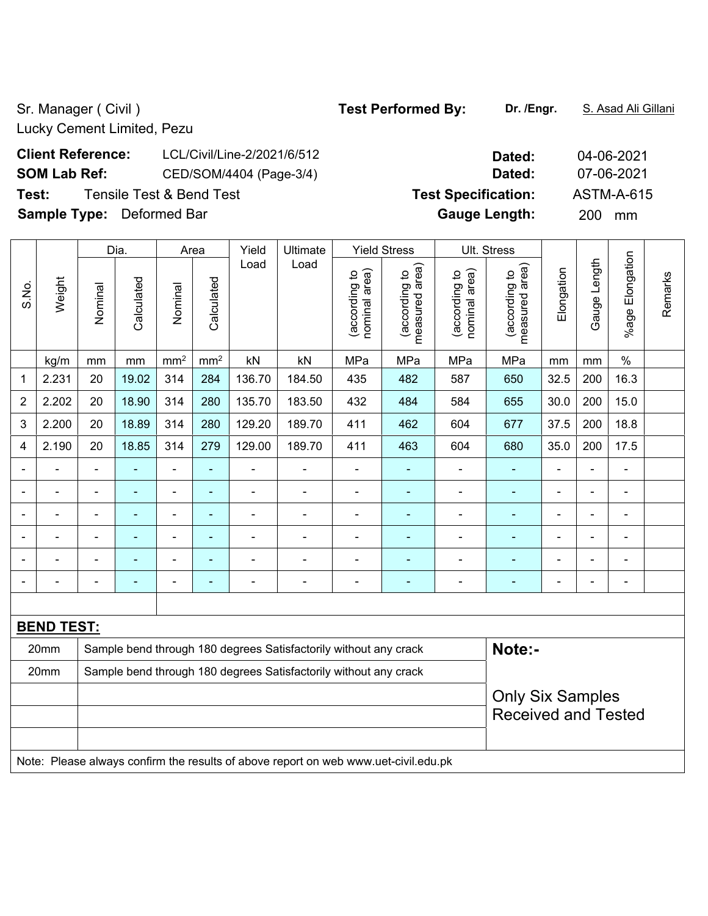Sr. Manager ( Civil )
Lucky Cement Limited, Pezu

**Test Performed By:** **Dr. /Engr.** S. Asad Ali Gillani

**Client Reference:** LCL/Civil/Line-2/2021/6/512 **Dated:** 04-06-2021

**SOM Lab Ref:** CED/SOM/4404 (Page-3/4) **Dated:** 07-06-2021

**Test:** Tensile Test & Bend Test **Test Specification:** ASTM-A-615

**Sample Type:** Deformed Bar **Gauge Length:** 200 mm

| S.No. | Weight | Dia. | | Area | | Yield Load | Ultimate Load | Yield Stress | | Ult. Stress | | Elongation | Gauge Length | %age Elongation | Remarks |
|---|---|---|---|---|---|---|---|---|---|---|---|---|---|---|---|
| | | Nominal | Calculated | Nominal | Calculated | | | (according to nominal area) | (according to measured area) | (according to nominal area) | (according to measured area) | | | | |
| | kg/m | mm | mm | mm² | mm² | kN | kN | MPa | MPa | MPa | MPa | mm | mm | % | |
| 1 | 2.231 | 20 | 19.02 | 314 | 284 | 136.70 | 184.50 | 435 | 482 | 587 | 650 | 32.5 | 200 | 16.3 | |
| 2 | 2.202 | 20 | 18.90 | 314 | 280 | 135.70 | 183.50 | 432 | 484 | 584 | 655 | 30.0 | 200 | 15.0 | |
| 3 | 2.200 | 20 | 18.89 | 314 | 280 | 129.20 | 189.70 | 411 | 462 | 604 | 677 | 37.5 | 200 | 18.8 | |
| 4 | 2.190 | 20 | 18.85 | 314 | 279 | 129.00 | 189.70 | 411 | 463 | 604 | 680 | 35.0 | 200 | 17.5 | |
| - | - | - | - | - | - | - | - | - | - | - | - | - | - | - | |
| - | - | - | - | - | - | - | - | - | - | - | - | - | - | - | |
| - | - | - | - | - | - | - | - | - | - | - | - | - | - | - | |
| - | - | - | - | - | - | - | - | - | - | - | - | - | - | - | |
| - | - | - | - | - | - | - | - | - | - | - | - | - | - | - | |
| - | - | - | - | - | - | - | - | - | - | - | - | - | - | - | |

**BEND TEST:**

| | | |
|---|---|---|
| 20mm | Sample bend through 180 degrees Satisfactorily without any crack | **Note:-** |
| 20mm | Sample bend through 180 degrees Satisfactorily without any crack | Only Six Samples Received and Tested |

Note: Please always confirm the results of above report on web www.uet-civil.edu.pk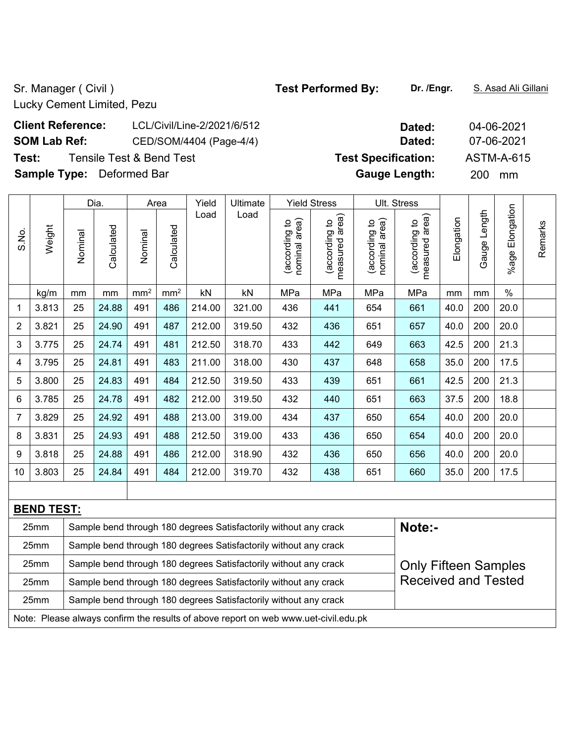Sr. Manager ( Civil )
Lucky Cement Limited, Pezu

**Test Performed By:** **Dr. /Engr.** S. Asad Ali Gillani

**Client Reference:** LCL/Civil/Line-2/2021/6/512 **Dated:** 04-06-2021

**SOM Lab Ref:** CED/SOM/4404 (Page-4/4) **Dated:** 07-06-2021

**Test:** Tensile Test & Bend Test **Test Specification:** ASTM-A-615

**Sample Type:** Deformed Bar **Gauge Length:** 200 mm

| S.No. | Weight | Dia. | | Area | | Yield Load | Ultimate Load | Yield Stress | | Ult. Stress | | Elongation | Gauge Length | %age Elongation | Remarks |
|---|---|---|---|---|---|---|---|---|---|---|---|---|---|---|---|
| | | Nominal | Calculated | Nominal | Calculated | | | (according to nominal area) | (according to measured area) | (according to nominal area) | (according to measured area) | | | | |
| | kg/m | mm | mm | mm² | mm² | kN | kN | MPa | MPa | MPa | MPa | mm | mm | % | |
| 1 | 3.813 | 25 | 24.88 | 491 | 486 | 214.00 | 321.00 | 436 | 441 | 654 | 661 | 40.0 | 200 | 20.0 | |
| 2 | 3.821 | 25 | 24.90 | 491 | 487 | 212.00 | 319.50 | 432 | 436 | 651 | 657 | 40.0 | 200 | 20.0 | |
| 3 | 3.775 | 25 | 24.74 | 491 | 481 | 212.50 | 318.70 | 433 | 442 | 649 | 663 | 42.5 | 200 | 21.3 | |
| 4 | 3.795 | 25 | 24.81 | 491 | 483 | 211.00 | 318.00 | 430 | 437 | 648 | 658 | 35.0 | 200 | 17.5 | |
| 5 | 3.800 | 25 | 24.83 | 491 | 484 | 212.50 | 319.50 | 433 | 439 | 651 | 661 | 42.5 | 200 | 21.3 | |
| 6 | 3.785 | 25 | 24.78 | 491 | 482 | 212.00 | 319.50 | 432 | 440 | 651 | 663 | 37.5 | 200 | 18.8 | |
| 7 | 3.829 | 25 | 24.92 | 491 | 488 | 213.00 | 319.00 | 434 | 437 | 650 | 654 | 40.0 | 200 | 20.0 | |
| 8 | 3.831 | 25 | 24.93 | 491 | 488 | 212.50 | 319.00 | 433 | 436 | 650 | 654 | 40.0 | 200 | 20.0 | |
| 9 | 3.818 | 25 | 24.88 | 491 | 486 | 212.00 | 318.90 | 432 | 436 | 650 | 656 | 40.0 | 200 | 20.0 | |
| 10 | 3.803 | 25 | 24.84 | 491 | 484 | 212.00 | 319.70 | 432 | 438 | 651 | 660 | 35.0 | 200 | 17.5 | |

**BEND TEST:**

| Size | Result |
|---|---|
| 25mm | Sample bend through 180 degrees Satisfactorily without any crack |
| 25mm | Sample bend through 180 degrees Satisfactorily without any crack |
| 25mm | Sample bend through 180 degrees Satisfactorily without any crack |
| 25mm | Sample bend through 180 degrees Satisfactorily without any crack |
| 25mm | Sample bend through 180 degrees Satisfactorily without any crack |

**Note:-**

Only Fifteen Samples Received and Tested

Note: Please always confirm the results of above report on web www.uet-civil.edu.pk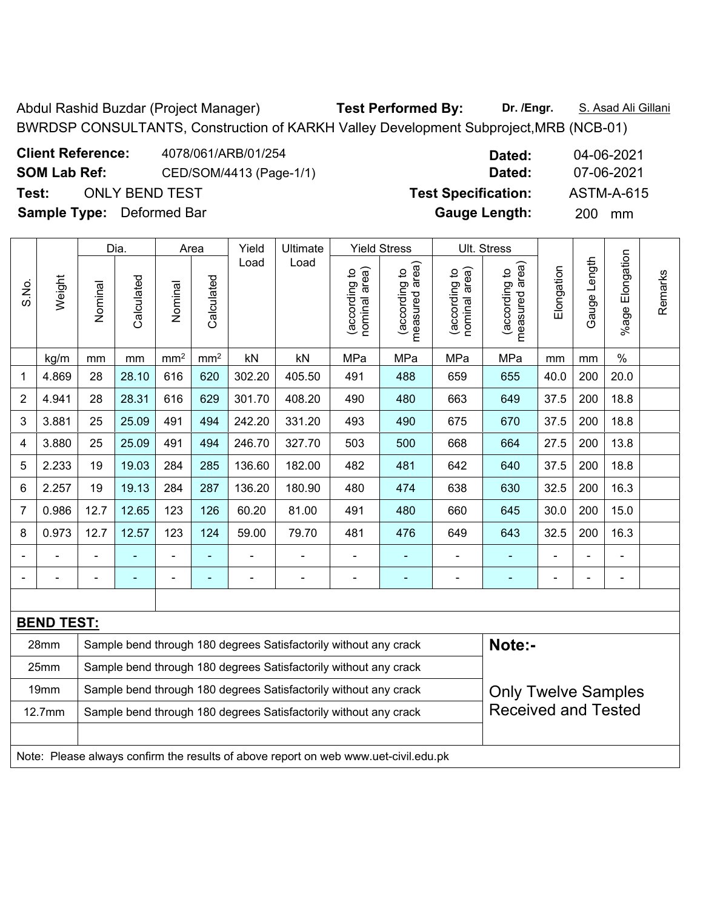Abdul Rashid Buzdar (Project Manager) **Test Performed By:** **Dr. /Engr.** S. Asad Ali Gillani

BWRDSP CONSULTANTS, Construction of KARKH Valley Development Subproject,MRB (NCB-01)

**Client Reference:** 4078/061/ARB/01/254 **Dated:** 04-06-2021

**SOM Lab Ref:** CED/SOM/4413 (Page-1/1) **Dated:** 07-06-2021

**Test:** ONLY BEND TEST **Test Specification:** ASTM-A-615

**Sample Type:** Deformed Bar **Gauge Length:** 200 mm

| S.No. | Weight | Dia. | | Area | | Yield Load | Ultimate Load | Yield Stress | | Ult. Stress | | Elongation | Gauge Length | %age Elongation | Remarks |
|---|---|---|---|---|---|---|---|---|---|---|---|---|---|---|---|
| | | Nominal | Calculated | Nominal | Calculated | | | (according to nominal area) | (according to measured area) | (according to nominal area) | (according to measured area) | | | | |
| | kg/m | mm | mm | mm² | mm² | kN | kN | MPa | MPa | MPa | MPa | mm | mm | % | |
| 1 | 4.869 | 28 | 28.10 | 616 | 620 | 302.20 | 405.50 | 491 | 488 | 659 | 655 | 40.0 | 200 | 20.0 | |
| 2 | 4.941 | 28 | 28.31 | 616 | 629 | 301.70 | 408.20 | 490 | 480 | 663 | 649 | 37.5 | 200 | 18.8 | |
| 3 | 3.881 | 25 | 25.09 | 491 | 494 | 242.20 | 331.20 | 493 | 490 | 675 | 670 | 37.5 | 200 | 18.8 | |
| 4 | 3.880 | 25 | 25.09 | 491 | 494 | 246.70 | 327.70 | 503 | 500 | 668 | 664 | 27.5 | 200 | 13.8 | |
| 5 | 2.233 | 19 | 19.03 | 284 | 285 | 136.60 | 182.00 | 482 | 481 | 642 | 640 | 37.5 | 200 | 18.8 | |
| 6 | 2.257 | 19 | 19.13 | 284 | 287 | 136.20 | 180.90 | 480 | 474 | 638 | 630 | 32.5 | 200 | 16.3 | |
| 7 | 0.986 | 12.7 | 12.65 | 123 | 126 | 60.20 | 81.00 | 491 | 480 | 660 | 645 | 30.0 | 200 | 15.0 | |
| 8 | 0.973 | 12.7 | 12.57 | 123 | 124 | 59.00 | 79.70 | 481 | 476 | 649 | 643 | 32.5 | 200 | 16.3 | |
| - | - | - | - | - | - | - | - | - | - | - | - | - | - | - | |
| - | - | - | - | - | - | - | - | - | - | - | - | - | - | - | |

**BEND TEST:**

| Size | Result |
|---|---|
| 28mm | Sample bend through 180 degrees Satisfactorily without any crack |
| 25mm | Sample bend through 180 degrees Satisfactorily without any crack |
| 19mm | Sample bend through 180 degrees Satisfactorily without any crack |
| 12.7mm | Sample bend through 180 degrees Satisfactorily without any crack |

**Note:-**

Only Twelve Samples Received and Tested

Note: Please always confirm the results of above report on web www.uet-civil.edu.pk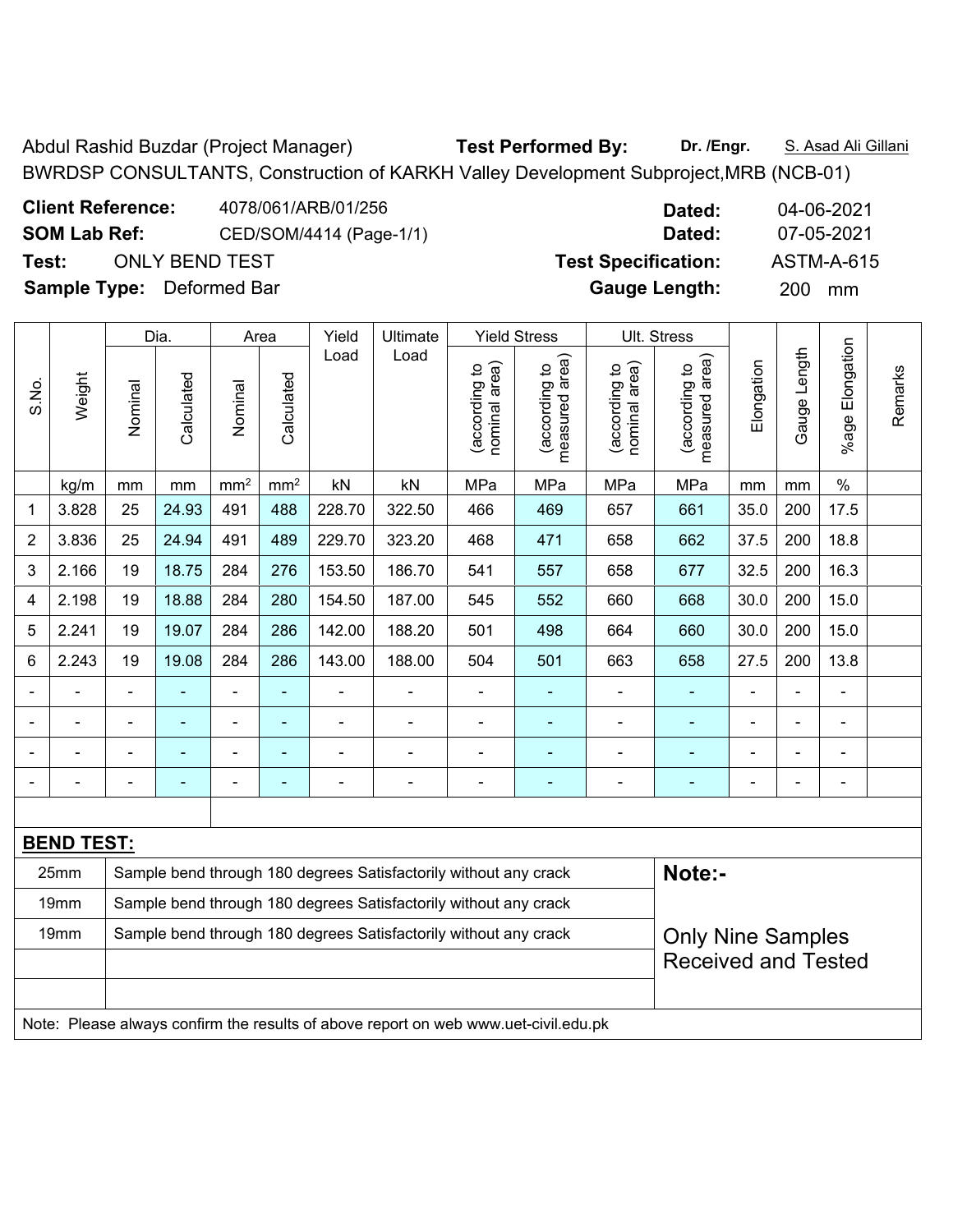Abdul Rashid Buzdar (Project Manager) **Test Performed By:** **Dr. /Engr.** S. Asad Ali Gillani

BWRDSP CONSULTANTS, Construction of KARKH Valley Development Subproject,MRB (NCB-01)

**Client Reference:** 4078/061/ARB/01/256 **Dated:** 04-06-2021

**SOM Lab Ref:** CED/SOM/4414 (Page-1/1) **Dated:** 07-05-2021

**Test:** ONLY BEND TEST **Test Specification:** ASTM-A-615

**Sample Type:** Deformed Bar **Gauge Length:** 200 mm

| S.No. | Weight | Dia. | | Area | | Yield Load | Ultimate Load | Yield Stress | | Ult. Stress | | Elongation | Gauge Length | %age Elongation | Remarks |
|---|---|---|---|---|---|---|---|---|---|---|---|---|---|---|---|
| | | Nominal | Calculated | Nominal | Calculated | | | (according to nominal area) | (according to measured area) | (according to nominal area) | (according to measured area) | | | | |
| | kg/m | mm | mm | mm² | mm² | kN | kN | MPa | MPa | MPa | MPa | mm | mm | % | |
| 1 | 3.828 | 25 | 24.93 | 491 | 488 | 228.70 | 322.50 | 466 | 469 | 657 | 661 | 35.0 | 200 | 17.5 | |
| 2 | 3.836 | 25 | 24.94 | 491 | 489 | 229.70 | 323.20 | 468 | 471 | 658 | 662 | 37.5 | 200 | 18.8 | |
| 3 | 2.166 | 19 | 18.75 | 284 | 276 | 153.50 | 186.70 | 541 | 557 | 658 | 677 | 32.5 | 200 | 16.3 | |
| 4 | 2.198 | 19 | 18.88 | 284 | 280 | 154.50 | 187.00 | 545 | 552 | 660 | 668 | 30.0 | 200 | 15.0 | |
| 5 | 2.241 | 19 | 19.07 | 284 | 286 | 142.00 | 188.20 | 501 | 498 | 664 | 660 | 30.0 | 200 | 15.0 | |
| 6 | 2.243 | 19 | 19.08 | 284 | 286 | 143.00 | 188.00 | 504 | 501 | 663 | 658 | 27.5 | 200 | 13.8 | |
| - | - | - | - | - | - | - | - | - | - | - | - | - | - | - | |
| - | - | - | - | - | - | - | - | - | - | - | - | - | - | - | |
| - | - | - | - | - | - | - | - | - | - | - | - | - | - | - | |
| - | - | - | - | - | - | - | - | - | - | - | - | - | - | - | |

**BEND TEST:**

| Size | Result |
|---|---|
| 25mm | Sample bend through 180 degrees Satisfactorily without any crack |
| 19mm | Sample bend through 180 degrees Satisfactorily without any crack |
| 19mm | Sample bend through 180 degrees Satisfactorily without any crack |

**Note:-**

Only Nine Samples Received and Tested

Note: Please always confirm the results of above report on web www.uet-civil.edu.pk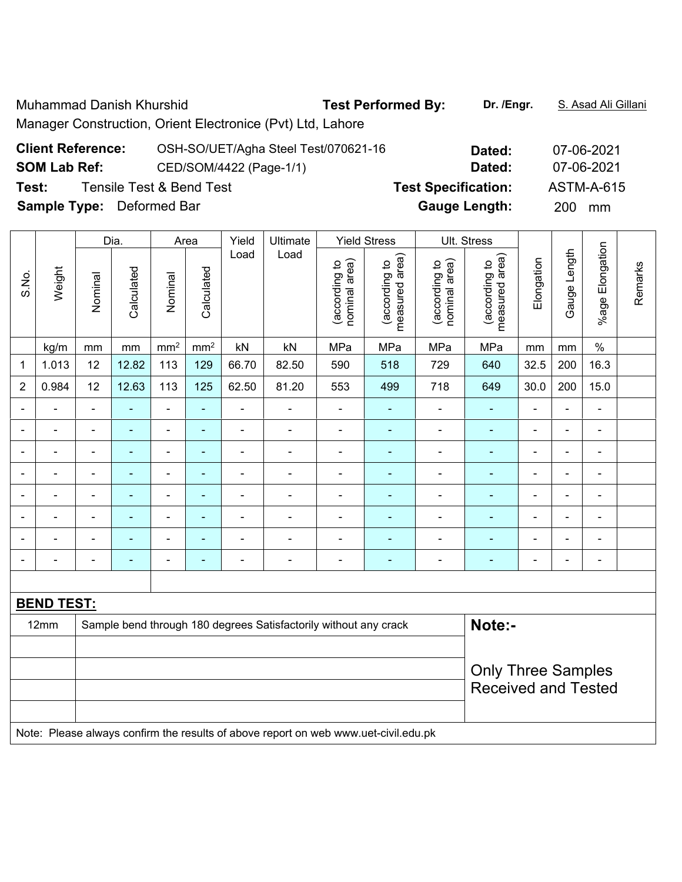Muhammad Danish Khurshid

Manager Construction, Orient Electronice (Pvt) Ltd, Lahore

**Test Performed By:** **Dr. /Engr.** S. Asad Ali Gillani

**Client Reference:** OSH-SO/UET/Agha Steel Test/070621-16 **Dated:** 07-06-2021

**SOM Lab Ref:** CED/SOM/4422 (Page-1/1) **Dated:** 07-06-2021

**Test:** Tensile Test & Bend Test **Test Specification:** ASTM-A-615

**Sample Type:** Deformed Bar **Gauge Length:** 200 mm

| S.No. | Weight | Dia. | | Area | | Yield Load | Ultimate Load | Yield Stress | | Ult. Stress | | Elongation | Gauge Length | %age Elongation | Remarks |
|---|---|---|---|---|---|---|---|---|---|---|---|---|---|---|---|
| | | Nominal | Calculated | Nominal | Calculated | | | (according to nominal area) | (according to measured area) | (according to nominal area) | (according to measured area) | | | | |
| | kg/m | mm | mm | mm² | mm² | kN | kN | MPa | MPa | MPa | MPa | mm | mm | % | |
| 1 | 1.013 | 12 | 12.82 | 113 | 129 | 66.70 | 82.50 | 590 | 518 | 729 | 640 | 32.5 | 200 | 16.3 | |
| 2 | 0.984 | 12 | 12.63 | 113 | 125 | 62.50 | 81.20 | 553 | 499 | 718 | 649 | 30.0 | 200 | 15.0 | |
| - | - | - | - | - | - | - | - | - | - | - | - | - | - | - | |
| - | - | - | - | - | - | - | - | - | - | - | - | - | - | - | |
| - | - | - | - | - | - | - | - | - | - | - | - | - | - | - | |
| - | - | - | - | - | - | - | - | - | - | - | - | - | - | - | |
| - | - | - | - | - | - | - | - | - | - | - | - | - | - | - | |
| - | - | - | - | - | - | - | - | - | - | - | - | - | - | - | |
| - | - | - | - | - | - | - | - | - | - | - | - | - | - | - | |
| - | - | - | - | - | - | - | - | - | - | - | - | - | - | - | |

**BEND TEST:**

| | | |
|---|---|---|
| 12mm | Sample bend through 180 degrees Satisfactorily without any crack | **Note:-** |
| | | Only Three Samples Received and Tested |
| | | |
| | | |
| | | |

Note: Please always confirm the results of above report on web www.uet-civil.edu.pk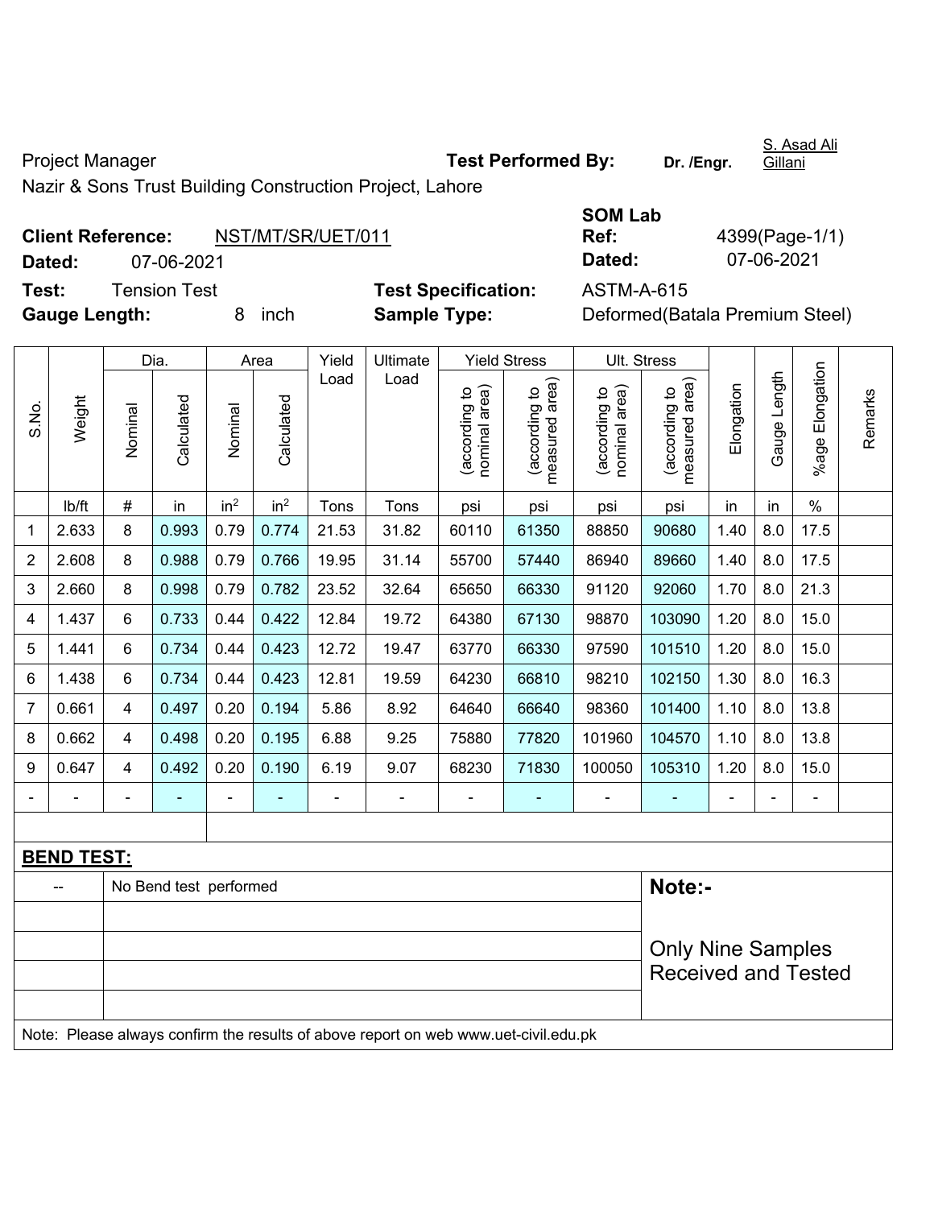Project Manager **Test Performed By:** **Dr. /Engr.** S. Asad Ali Gillani

Nazir & Sons Trust Building Construction Project, Lahore

**Client Reference:** NST/MT/SR/UET/011 **SOM Lab Ref:** 4399(Page-1/1)

**Dated:** 07-06-2021 **Dated:** 07-06-2021

**Test:** Tension Test **Test Specification:** ASTM-A-615

**Gauge Length:** 8 inch **Sample Type:** Deformed(Batala Premium Steel)

| S.No. | Weight | Dia. | | Area | | Yield Load | Ultimate Load | Yield Stress | | Ult. Stress | | Elongation | Gauge Length | %age Elongation | Remarks |
|---|---|---|---|---|---|---|---|---|---|---|---|---|---|---|---|
| | | Nominal | Calculated | Nominal | Calculated | | | (according to nominal area) | (according to measured area) | (according to nominal area) | (according to measured area) | | | | |
| | lb/ft | # | in | in² | in² | Tons | Tons | psi | psi | psi | psi | in | in | % | |
| 1 | 2.633 | 8 | 0.993 | 0.79 | 0.774 | 21.53 | 31.82 | 60110 | 61350 | 88850 | 90680 | 1.40 | 8.0 | 17.5 | |
| 2 | 2.608 | 8 | 0.988 | 0.79 | 0.766 | 19.95 | 31.14 | 55700 | 57440 | 86940 | 89660 | 1.40 | 8.0 | 17.5 | |
| 3 | 2.660 | 8 | 0.998 | 0.79 | 0.782 | 23.52 | 32.64 | 65650 | 66330 | 91120 | 92060 | 1.70 | 8.0 | 21.3 | |
| 4 | 1.437 | 6 | 0.733 | 0.44 | 0.422 | 12.84 | 19.72 | 64380 | 67130 | 98870 | 103090 | 1.20 | 8.0 | 15.0 | |
| 5 | 1.441 | 6 | 0.734 | 0.44 | 0.423 | 12.72 | 19.47 | 63770 | 66330 | 97590 | 101510 | 1.20 | 8.0 | 15.0 | |
| 6 | 1.438 | 6 | 0.734 | 0.44 | 0.423 | 12.81 | 19.59 | 64230 | 66810 | 98210 | 102150 | 1.30 | 8.0 | 16.3 | |
| 7 | 0.661 | 4 | 0.497 | 0.20 | 0.194 | 5.86 | 8.92 | 64640 | 66640 | 98360 | 101400 | 1.10 | 8.0 | 13.8 | |
| 8 | 0.662 | 4 | 0.498 | 0.20 | 0.195 | 6.88 | 9.25 | 75880 | 77820 | 101960 | 104570 | 1.10 | 8.0 | 13.8 | |
| 9 | 0.647 | 4 | 0.492 | 0.20 | 0.190 | 6.19 | 9.07 | 68230 | 71830 | 100050 | 105310 | 1.20 | 8.0 | 15.0 | |
| - | - | - | - | - | - | - | - | - | - | - | - | - | - | - | |

**BEND TEST:**

| -- | No Bend test performed |
|---|---|

**Note:-**

Only Nine Samples Received and Tested

Note: Please always confirm the results of above report on web www.uet-civil.edu.pk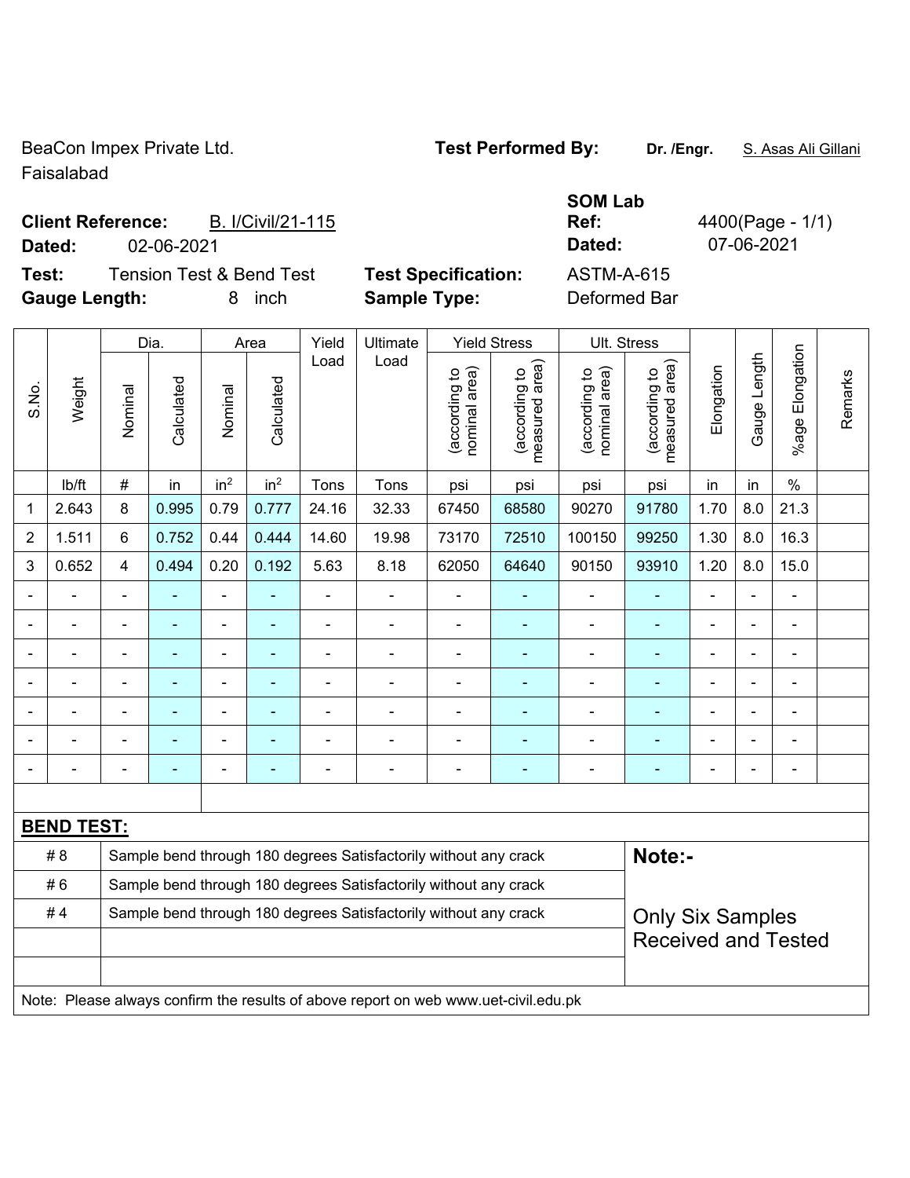BeaCon Impex Private Ltd.
Faisalabad

**Test Performed By:** **Dr. /Engr.** S. Asas Ali Gillani

**Client Reference:** B. I/Civil/21-115
**Dated:** 02-06-2021

**SOM Lab Ref:** 4400(Page - 1/1)
**Dated:** 07-06-2021

**Test:** Tension Test & Bend Test
**Gauge Length:** 8 inch

**Test Specification:** ASTM-A-615
**Sample Type:** Deformed Bar

| S.No. | Weight | Dia. | | Area | | Yield Load | Ultimate Load | Yield Stress | | Ult. Stress | | Elongation | Gauge Length | %age Elongation | Remarks |
|---|---|---|---|---|---|---|---|---|---|---|---|---|---|---|---|
| | | Nominal | Calculated | Nominal | Calculated | | | (according to nominal area) | (according to measured area) | (according to nominal area) | (according to measured area) | | | | |
| | lb/ft | # | in | $in^2$ | $in^2$ | Tons | Tons | psi | psi | psi | psi | in | in | % | |
| 1 | 2.643 | 8 | 0.995 | 0.79 | 0.777 | 24.16 | 32.33 | 67450 | 68580 | 90270 | 91780 | 1.70 | 8.0 | 21.3 | |
| 2 | 1.511 | 6 | 0.752 | 0.44 | 0.444 | 14.60 | 19.98 | 73170 | 72510 | 100150 | 99250 | 1.30 | 8.0 | 16.3 | |
| 3 | 0.652 | 4 | 0.494 | 0.20 | 0.192 | 5.63 | 8.18 | 62050 | 64640 | 90150 | 93910 | 1.20 | 8.0 | 15.0 | |
| - | - | - | - | - | - | - | - | - | - | - | - | - | - | - | |
| - | - | - | - | - | - | - | - | - | - | - | - | - | - | - | |
| - | - | - | - | - | - | - | - | - | - | - | - | - | - | - | |
| - | - | - | - | - | - | - | - | - | - | - | - | - | - | - | |
| - | - | - | - | - | - | - | - | - | - | - | - | - | - | - | |
| - | - | - | - | - | - | - | - | - | - | - | - | - | - | - | |
| - | - | - | - | - | - | - | - | - | - | - | - | - | - | - | |

**BEND TEST:**

| | |
|---|---|
| # 8 | Sample bend through 180 degrees Satisfactorily without any crack |
| # 6 | Sample bend through 180 degrees Satisfactorily without any crack |
| # 4 | Sample bend through 180 degrees Satisfactorily without any crack |

**Note:-**

Only Six Samples Received and Tested

Note: Please always confirm the results of above report on web www.uet-civil.edu.pk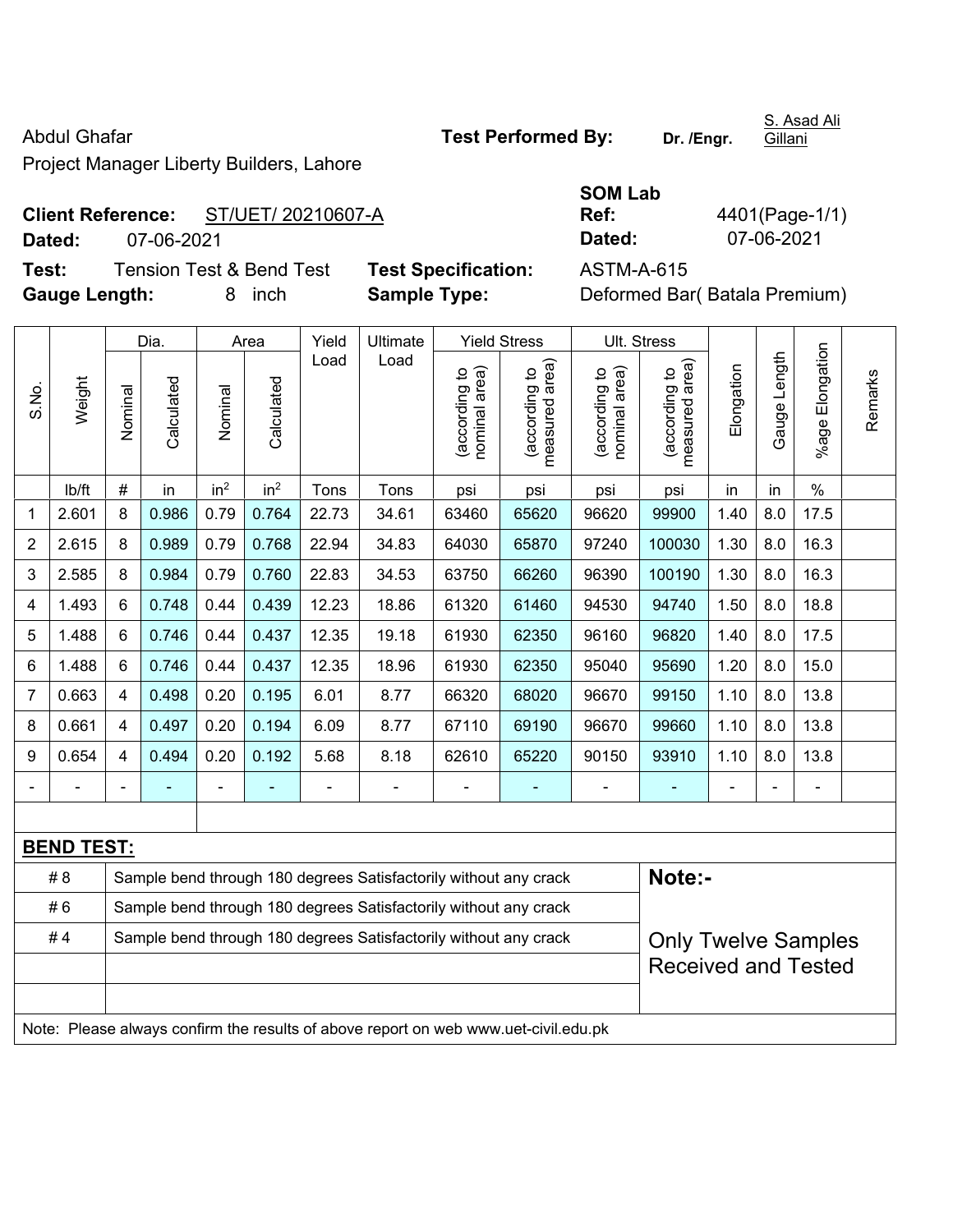Abdul Ghafar

Project Manager Liberty Builders, Lahore

**Test Performed By:** **Dr. /Engr.** S. Asad Ali Gillani

**Client Reference:** ST/UET/ 20210607-A

**Dated:** 07-06-2021

**SOM Lab Ref:** 4401(Page-1/1)

**Dated:** 07-06-2021

**Test:** Tension Test & Bend Test

**Test Specification:** ASTM-A-615

**Gauge Length:** 8 inch

**Sample Type:** Deformed Bar( Batala Premium)

| S.No. | Weight | Dia. | | Area | | Yield Load | Ultimate Load | Yield Stress | | Ult. Stress | | Elongation | Gauge Length | %age Elongation | Remarks |
|---|---|---|---|---|---|---|---|---|---|---|---|---|---|---|---|
| | | Nominal | Calculated | Nominal | Calculated | | | (according to nominal area) | (according to measured area) | (according to nominal area) | (according to measured area) | | | | |
| | lb/ft | # | in | $in^2$ | $in^2$ | Tons | Tons | psi | psi | psi | psi | in | in | % | |
| 1 | 2.601 | 8 | 0.986 | 0.79 | 0.764 | 22.73 | 34.61 | 63460 | 65620 | 96620 | 99900 | 1.40 | 8.0 | 17.5 | |
| 2 | 2.615 | 8 | 0.989 | 0.79 | 0.768 | 22.94 | 34.83 | 64030 | 65870 | 97240 | 100030 | 1.30 | 8.0 | 16.3 | |
| 3 | 2.585 | 8 | 0.984 | 0.79 | 0.760 | 22.83 | 34.53 | 63750 | 66260 | 96390 | 100190 | 1.30 | 8.0 | 16.3 | |
| 4 | 1.493 | 6 | 0.748 | 0.44 | 0.439 | 12.23 | 18.86 | 61320 | 61460 | 94530 | 94740 | 1.50 | 8.0 | 18.8 | |
| 5 | 1.488 | 6 | 0.746 | 0.44 | 0.437 | 12.35 | 19.18 | 61930 | 62350 | 96160 | 96820 | 1.40 | 8.0 | 17.5 | |
| 6 | 1.488 | 6 | 0.746 | 0.44 | 0.437 | 12.35 | 18.96 | 61930 | 62350 | 95040 | 95690 | 1.20 | 8.0 | 15.0 | |
| 7 | 0.663 | 4 | 0.498 | 0.20 | 0.195 | 6.01 | 8.77 | 66320 | 68020 | 96670 | 99150 | 1.10 | 8.0 | 13.8 | |
| 8 | 0.661 | 4 | 0.497 | 0.20 | 0.194 | 6.09 | 8.77 | 67110 | 69190 | 96670 | 99660 | 1.10 | 8.0 | 13.8 | |
| 9 | 0.654 | 4 | 0.494 | 0.20 | 0.192 | 5.68 | 8.18 | 62610 | 65220 | 90150 | 93910 | 1.10 | 8.0 | 13.8 | |
| - | - | - | - | - | - | - | - | - | - | - | - | - | - | - | |

**BEND TEST:**

| | | |
|---|---|---|
| # 8 | Sample bend through 180 degrees Satisfactorily without any crack | **Note:-** |
| # 6 | Sample bend through 180 degrees Satisfactorily without any crack | |
| # 4 | Sample bend through 180 degrees Satisfactorily without any crack | Only Twelve Samples Received and Tested |

Note: Please always confirm the results of above report on web www.uet-civil.edu.pk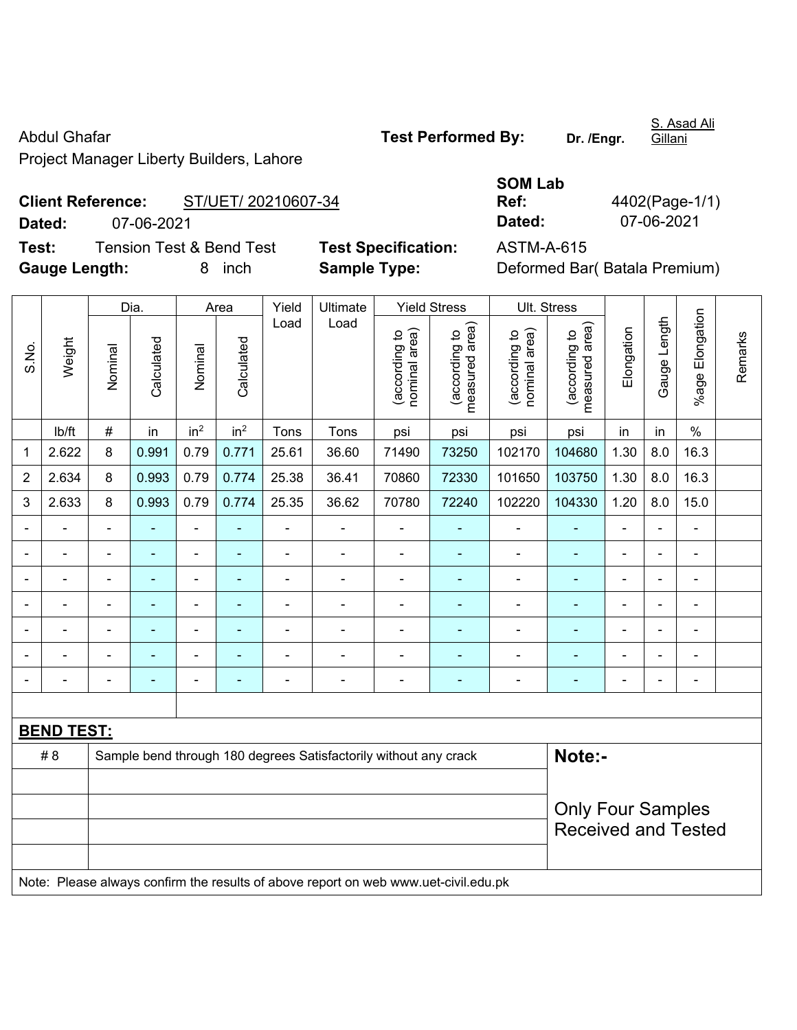Abdul Ghafar

Project Manager Liberty Builders, Lahore

**Test Performed By:** **Dr. /Engr.** S. Asad Ali Gillani

**Client Reference:** ST/UET/ 20210607-34

**Dated:** 07-06-2021

**SOM Lab Ref:** 4402(Page-1/1)

**Dated:** 07-06-2021

**Test:** Tension Test & Bend Test

**Test Specification:** ASTM-A-615

**Gauge Length:** 8 inch

**Sample Type:** Deformed Bar( Batala Premium)

| S.No. | Weight | Dia. | | Area | | Yield Load | Ultimate Load | Yield Stress | | Ult. Stress | | Elongation | Gauge Length | %age Elongation | Remarks |
|---|---|---|---|---|---|---|---|---|---|---|---|---|---|---|---|
| | | Nominal | Calculated | Nominal | Calculated | | | (according to nominal area) | (according to measured area) | (according to nominal area) | (according to measured area) | | | | |
| | lb/ft | # | in | in$^2$ | in$^2$ | Tons | Tons | psi | psi | psi | psi | in | in | % | |
| 1 | 2.622 | 8 | 0.991 | 0.79 | 0.771 | 25.61 | 36.60 | 71490 | 73250 | 102170 | 104680 | 1.30 | 8.0 | 16.3 | |
| 2 | 2.634 | 8 | 0.993 | 0.79 | 0.774 | 25.38 | 36.41 | 70860 | 72330 | 101650 | 103750 | 1.30 | 8.0 | 16.3 | |
| 3 | 2.633 | 8 | 0.993 | 0.79 | 0.774 | 25.35 | 36.62 | 70780 | 72240 | 102220 | 104330 | 1.20 | 8.0 | 15.0 | |
| - | - | - | - | - | - | - | - | - | - | - | - | - | - | - | |
| - | - | - | - | - | - | - | - | - | - | - | - | - | - | - | |
| - | - | - | - | - | - | - | - | - | - | - | - | - | - | - | |
| - | - | - | - | - | - | - | - | - | - | - | - | - | - | - | |
| - | - | - | - | - | - | - | - | - | - | - | - | - | - | - | |
| - | - | - | - | - | - | - | - | - | - | - | - | - | - | - | |
| - | - | - | - | - | - | - | - | - | - | - | - | - | - | - | |

**BEND TEST:**

| | | |
|---|---|---|
| # 8 | Sample bend through 180 degrees Satisfactorily without any crack | **Note:-** |
| | | Only Four Samples Received and Tested |

Note: Please always confirm the results of above report on web www.uet-civil.edu.pk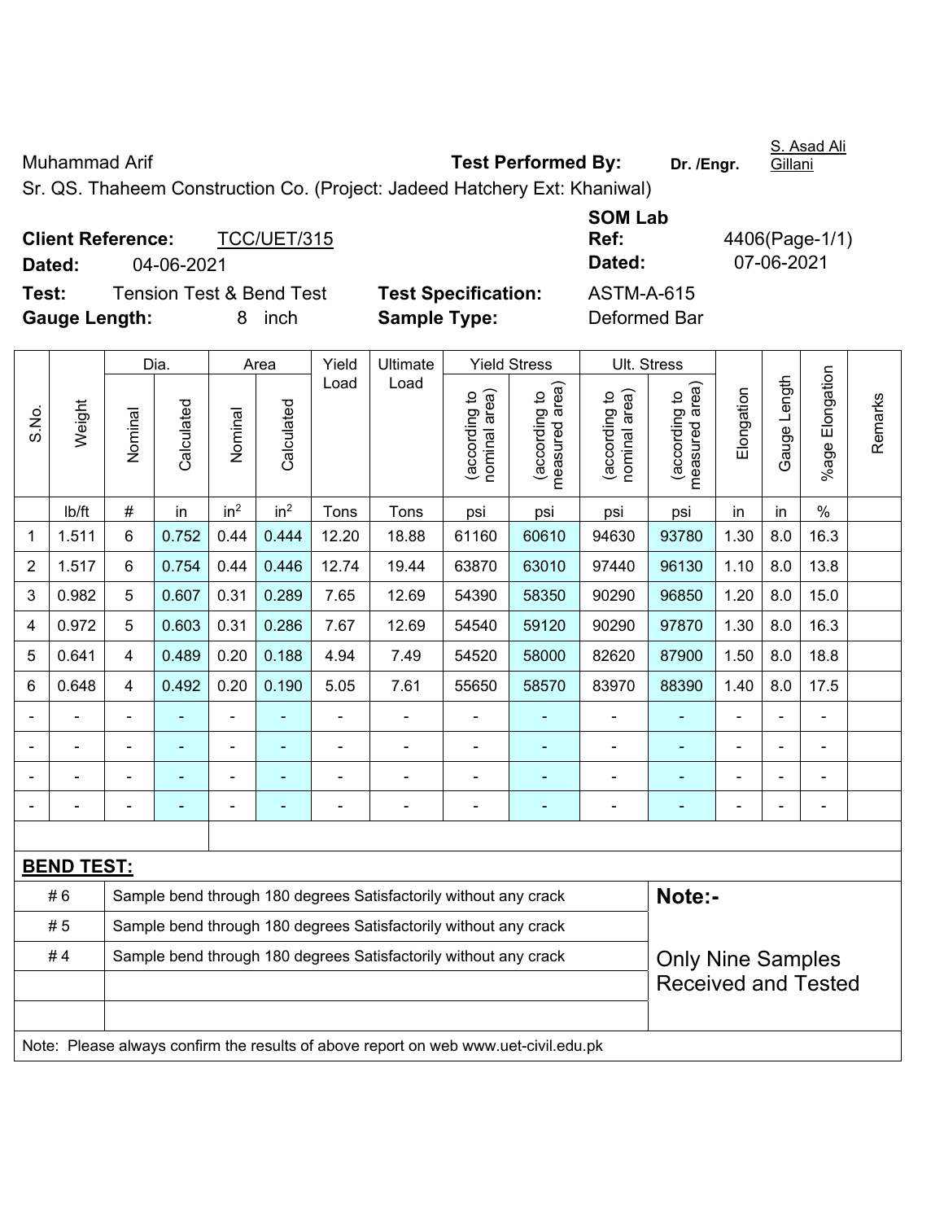Muhammad Arif

**Test Performed By:** Dr. /Engr. S. Asad Ali Gillani

Sr. QS. Thaheem Construction Co. (Project: Jadeed Hatchery Ext: Khaniwal)

**Client Reference:** TCC/UET/315

**Dated:** 04-06-2021

**SOM Lab Ref:** 4406(Page-1/1)

**Dated:** 07-06-2021

**Test:** Tension Test & Bend Test

**Test Specification:** ASTM-A-615

**Gauge Length:** 8 inch

**Sample Type:** Deformed Bar

| S.No. | Weight | Dia. | | Area | | Yield Load | Ultimate Load | Yield Stress | | Ult. Stress | | Elongation | Gauge Length | %age Elongation | Remarks |
|---|---|---|---|---|---|---|---|---|---|---|---|---|---|---|---|
| | | Nominal | Calculated | Nominal | Calculated | | | (according to nominal area) | (according to measured area) | (according to nominal area) | (according to measured area) | | | | |
| | lb/ft | # | in | $in^2$ | $in^2$ | Tons | Tons | psi | psi | psi | psi | in | in | % | |
| 1 | 1.511 | 6 | 0.752 | 0.44 | 0.444 | 12.20 | 18.88 | 61160 | 60610 | 94630 | 93780 | 1.30 | 8.0 | 16.3 | |
| 2 | 1.517 | 6 | 0.754 | 0.44 | 0.446 | 12.74 | 19.44 | 63870 | 63010 | 97440 | 96130 | 1.10 | 8.0 | 13.8 | |
| 3 | 0.982 | 5 | 0.607 | 0.31 | 0.289 | 7.65 | 12.69 | 54390 | 58350 | 90290 | 96850 | 1.20 | 8.0 | 15.0 | |
| 4 | 0.972 | 5 | 0.603 | 0.31 | 0.286 | 7.67 | 12.69 | 54540 | 59120 | 90290 | 97870 | 1.30 | 8.0 | 16.3 | |
| 5 | 0.641 | 4 | 0.489 | 0.20 | 0.188 | 4.94 | 7.49 | 54520 | 58000 | 82620 | 87900 | 1.50 | 8.0 | 18.8 | |
| 6 | 0.648 | 4 | 0.492 | 0.20 | 0.190 | 5.05 | 7.61 | 55650 | 58570 | 83970 | 88390 | 1.40 | 8.0 | 17.5 | |
| - | - | - | - | - | - | - | - | - | - | - | - | - | - | - | |
| - | - | - | - | - | - | - | - | - | - | - | - | - | - | - | |
| - | - | - | - | - | - | - | - | - | - | - | - | - | - | - | |
| - | - | - | - | - | - | - | - | - | - | - | - | - | - | - | |

**BEND TEST:**

| | | |
|---|---|---|
| # 6 | Sample bend through 180 degrees Satisfactorily without any crack | **Note:-** |
| # 5 | Sample bend through 180 degrees Satisfactorily without any crack | |
| # 4 | Sample bend through 180 degrees Satisfactorily without any crack | Only Nine Samples Received and Tested |

Note: Please always confirm the results of above report on web www.uet-civil.edu.pk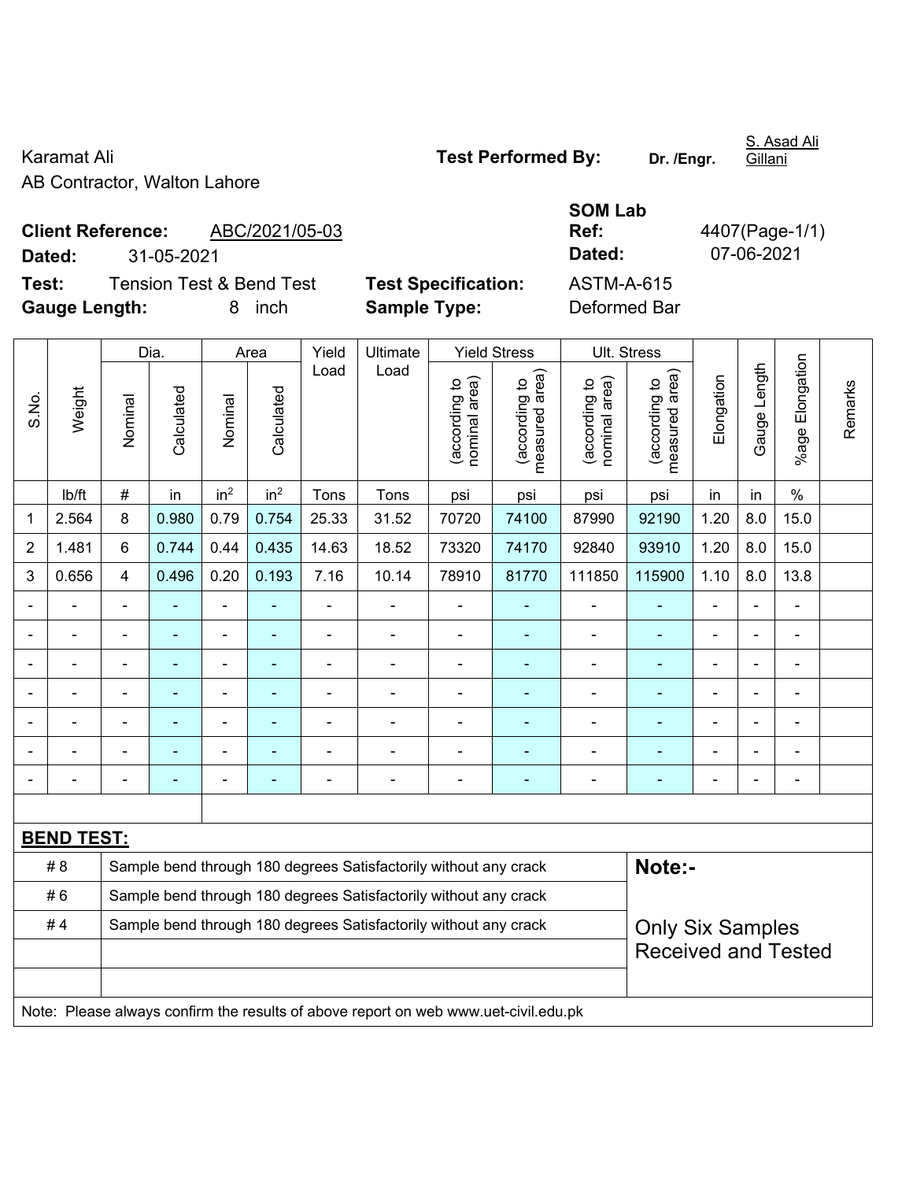Karamat Ali
AB Contractor, Walton Lahore

**Test Performed By:** **Dr. /Engr.** S. Asad Ali Gillani

**Client Reference:** ABC/2021/05-03
**Dated:** 31-05-2021

**SOM Lab Ref:** 4407(Page-1/1)
**Dated:** 07-06-2021

**Test:** Tension Test & Bend Test
**Gauge Length:** 8 inch

**Test Specification:** ASTM-A-615
**Sample Type:** Deformed Bar

| S.No. | Weight | Dia. | | Area | | Yield Load | Ultimate Load | Yield Stress | | Ult. Stress | | Elongation | Gauge Length | %age Elongation | Remarks |
|---|---|---|---|---|---|---|---|---|---|---|---|---|---|---|---|
| | | Nominal | Calculated | Nominal | Calculated | | | (according to nominal area) | (according to measured area) | (according to nominal area) | (according to measured area) | | | | |
| | lb/ft | # | in | $in^2$ | $in^2$ | Tons | Tons | psi | psi | psi | psi | in | in | % | |
| 1 | 2.564 | 8 | 0.980 | 0.79 | 0.754 | 25.33 | 31.52 | 70720 | 74100 | 87990 | 92190 | 1.20 | 8.0 | 15.0 | |
| 2 | 1.481 | 6 | 0.744 | 0.44 | 0.435 | 14.63 | 18.52 | 73320 | 74170 | 92840 | 93910 | 1.20 | 8.0 | 15.0 | |
| 3 | 0.656 | 4 | 0.496 | 0.20 | 0.193 | 7.16 | 10.14 | 78910 | 81770 | 111850 | 115900 | 1.10 | 8.0 | 13.8 | |
| - | - | - | - | - | - | - | - | - | - | - | - | - | - | - | |
| - | - | - | - | - | - | - | - | - | - | - | - | - | - | - | |
| - | - | - | - | - | - | - | - | - | - | - | - | - | - | - | |
| - | - | - | - | - | - | - | - | - | - | - | - | - | - | - | |
| - | - | - | - | - | - | - | - | - | - | - | - | - | - | - | |
| - | - | - | - | - | - | - | - | - | - | - | - | - | - | - | |
| - | - | - | - | - | - | - | - | - | - | - | - | - | - | - | |

**BEND TEST:**

| | | |
|---|---|---|
| # 8 | Sample bend through 180 degrees Satisfactorily without any crack | **Note:-** |
| # 6 | Sample bend through 180 degrees Satisfactorily without any crack | |
| # 4 | Sample bend through 180 degrees Satisfactorily without any crack | Only Six Samples Received and Tested |

Note: Please always confirm the results of above report on web www.uet-civil.edu.pk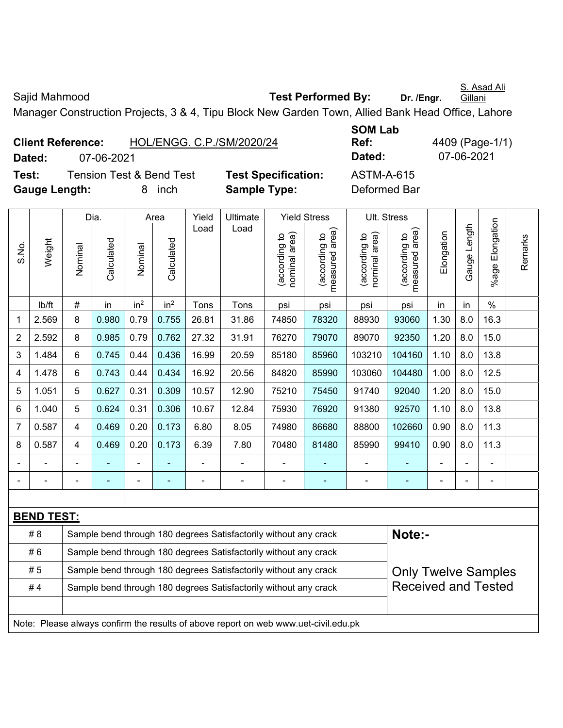Sajid Mahmood **Test Performed By:** **Dr. /Engr.** S. Asad Ali Gillani

Manager Construction Projects, 3 & 4, Tipu Block New Garden Town, Allied Bank Head Office, Lahore

**Client Reference:** HOL/ENGG. C.P./SM/2020/24 **SOM Lab Ref:** 4409 (Page-1/1)

**Dated:** 07-06-2021 **Dated:** 07-06-2021

**Test:** Tension Test & Bend Test **Test Specification:** ASTM-A-615

**Gauge Length:** 8 inch **Sample Type:** Deformed Bar

| S.No. | Weight | Dia. | | Area | | Yield Load | Ultimate Load | Yield Stress | | Ult. Stress | | Elongation | Gauge Length | %age Elongation | Remarks |
|---|---|---|---|---|---|---|---|---|---|---|---|---|---|---|---|
| | | Nominal | Calculated | Nominal | Calculated | | | (according to nominal area) | (according to measured area) | (according to nominal area) | (according to measured area) | | | | |
| | lb/ft | # | in | in$^2$ | in$^2$ | Tons | Tons | psi | psi | psi | psi | in | in | % | |
| 1 | 2.569 | 8 | 0.980 | 0.79 | 0.755 | 26.81 | 31.86 | 74850 | 78320 | 88930 | 93060 | 1.30 | 8.0 | 16.3 | |
| 2 | 2.592 | 8 | 0.985 | 0.79 | 0.762 | 27.32 | 31.91 | 76270 | 79070 | 89070 | 92350 | 1.20 | 8.0 | 15.0 | |
| 3 | 1.484 | 6 | 0.745 | 0.44 | 0.436 | 16.99 | 20.59 | 85180 | 85960 | 103210 | 104160 | 1.10 | 8.0 | 13.8 | |
| 4 | 1.478 | 6 | 0.743 | 0.44 | 0.434 | 16.92 | 20.56 | 84820 | 85990 | 103060 | 104480 | 1.00 | 8.0 | 12.5 | |
| 5 | 1.051 | 5 | 0.627 | 0.31 | 0.309 | 10.57 | 12.90 | 75210 | 75450 | 91740 | 92040 | 1.20 | 8.0 | 15.0 | |
| 6 | 1.040 | 5 | 0.624 | 0.31 | 0.306 | 10.67 | 12.84 | 75930 | 76920 | 91380 | 92570 | 1.10 | 8.0 | 13.8 | |
| 7 | 0.587 | 4 | 0.469 | 0.20 | 0.173 | 6.80 | 8.05 | 74980 | 86680 | 88800 | 102660 | 0.90 | 8.0 | 11.3 | |
| 8 | 0.587 | 4 | 0.469 | 0.20 | 0.173 | 6.39 | 7.80 | 70480 | 81480 | 85990 | 99410 | 0.90 | 8.0 | 11.3 | |
| - | - | - | - | - | - | - | - | - | - | - | - | - | - | - | |
| - | - | - | - | - | - | - | - | - | - | - | - | - | - | - | |

**BEND TEST:**

| | |
|---|---|
| # 8 | Sample bend through 180 degrees Satisfactorily without any crack |
| # 6 | Sample bend through 180 degrees Satisfactorily without any crack |
| # 5 | Sample bend through 180 degrees Satisfactorily without any crack |
| # 4 | Sample bend through 180 degrees Satisfactorily without any crack |

**Note:-**

Only Twelve Samples Received and Tested

Note: Please always confirm the results of above report on web www.uet-civil.edu.pk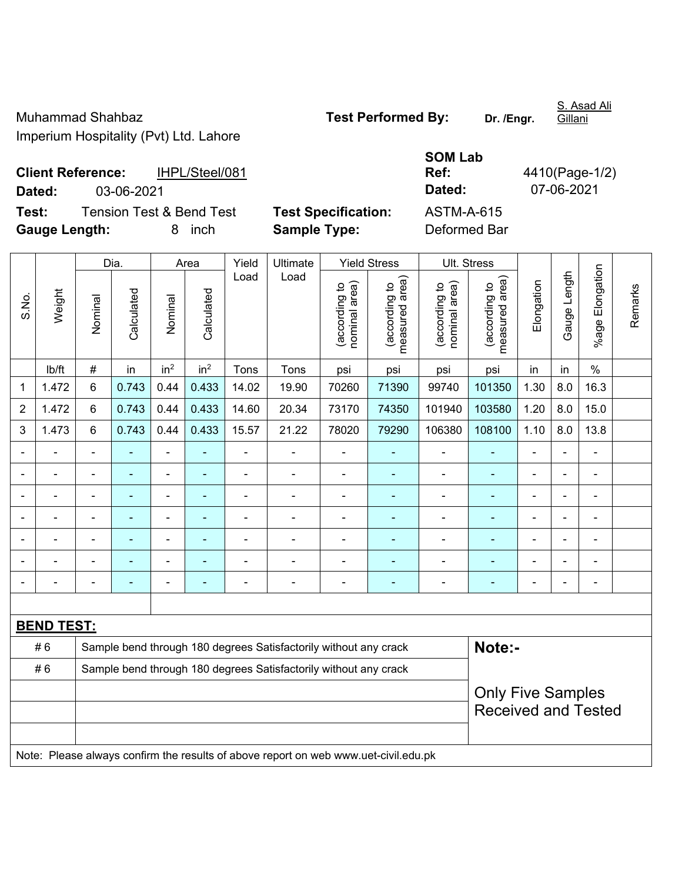Muhammad Shahbaz
Imperium Hospitality (Pvt) Ltd. Lahore

**Test Performed By:** **Dr. /Engr.** S. Asad Ali Gillani

**Client Reference:** IHPL/Steel/081
**Dated:** 03-06-2021

**SOM Lab Ref:** 4410(Page-1/2)
**Dated:** 07-06-2021

**Test:** Tension Test & Bend Test
**Gauge Length:** 8 inch

**Test Specification:** ASTM-A-615
**Sample Type:** Deformed Bar

| S.No. | Weight | Dia. | | Area | | Yield Load | Ultimate Load | Yield Stress | | Ult. Stress | | Elongation | Gauge Length | %age Elongation | Remarks |
|---|---|---|---|---|---|---|---|---|---|---|---|---|---|---|---|
| | | Nominal | Calculated | Nominal | Calculated | | | (according to nominal area) | (according to measured area) | (according to nominal area) | (according to measured area) | | | | |
| | lb/ft | # | in | $in^2$ | $in^2$ | Tons | Tons | psi | psi | psi | psi | in | in | % | |
| 1 | 1.472 | 6 | 0.743 | 0.44 | 0.433 | 14.02 | 19.90 | 70260 | 71390 | 99740 | 101350 | 1.30 | 8.0 | 16.3 | |
| 2 | 1.472 | 6 | 0.743 | 0.44 | 0.433 | 14.60 | 20.34 | 73170 | 74350 | 101940 | 103580 | 1.20 | 8.0 | 15.0 | |
| 3 | 1.473 | 6 | 0.743 | 0.44 | 0.433 | 15.57 | 21.22 | 78020 | 79290 | 106380 | 108100 | 1.10 | 8.0 | 13.8 | |
| - | - | - | - | - | - | - | - | - | - | - | - | - | - | - | |
| - | - | - | - | - | - | - | - | - | - | - | - | - | - | - | |
| - | - | - | - | - | - | - | - | - | - | - | - | - | - | - | |
| - | - | - | - | - | - | - | - | - | - | - | - | - | - | - | |
| - | - | - | - | - | - | - | - | - | - | - | - | - | - | - | |
| - | - | - | - | - | - | - | - | - | - | - | - | - | - | - | |
| - | - | - | - | - | - | - | - | - | - | - | - | - | - | - | |

**BEND TEST:**

| | | |
|---|---|---|
| # 6 | Sample bend through 180 degrees Satisfactorily without any crack | **Note:-** |
| # 6 | Sample bend through 180 degrees Satisfactorily without any crack | Only Five Samples Received and Tested |

Note: Please always confirm the results of above report on web www.uet-civil.edu.pk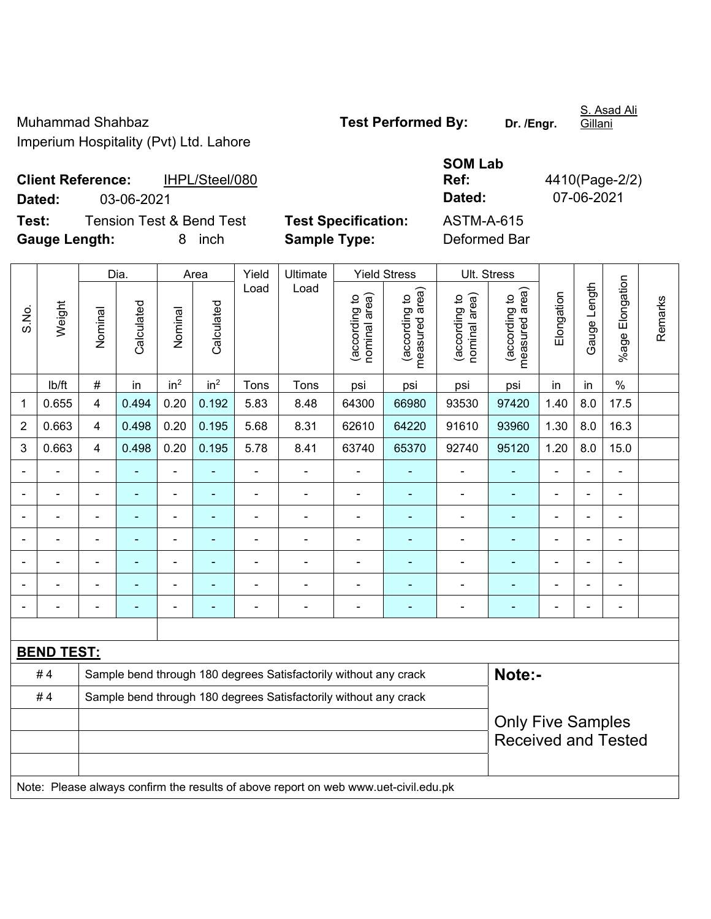Muhammad Shahbaz
Imperium Hospitality (Pvt) Ltd. Lahore

**Test Performed By:** Dr. /Engr. S. Asad Ali Gillani

**Client Reference:** IHPL/Steel/080
**Dated:** 03-06-2021

**SOM Lab Ref:** 4410(Page-2/2)
**Dated:** 07-06-2021

**Test:** Tension Test & Bend Test
**Gauge Length:** 8 inch

**Test Specification:** ASTM-A-615
**Sample Type:** Deformed Bar

| S.No. | Weight | Dia. | | Area | | Yield Load | Ultimate Load | Yield Stress | | Ult. Stress | | Elongation | Gauge Length | %age Elongation | Remarks |
|---|---|---|---|---|---|---|---|---|---|---|---|---|---|---|---|
| | | Nominal | Calculated | Nominal | Calculated | | | (according to nominal area) | (according to measured area) | (according to nominal area) | (according to measured area) | | | | |
| | lb/ft | # | in | in² | in² | Tons | Tons | psi | psi | psi | psi | in | in | % | |
| 1 | 0.655 | 4 | 0.494 | 0.20 | 0.192 | 5.83 | 8.48 | 64300 | 66980 | 93530 | 97420 | 1.40 | 8.0 | 17.5 | |
| 2 | 0.663 | 4 | 0.498 | 0.20 | 0.195 | 5.68 | 8.31 | 62610 | 64220 | 91610 | 93960 | 1.30 | 8.0 | 16.3 | |
| 3 | 0.663 | 4 | 0.498 | 0.20 | 0.195 | 5.78 | 8.41 | 63740 | 65370 | 92740 | 95120 | 1.20 | 8.0 | 15.0 | |
| - | - | - | - | - | - | - | - | - | - | - | - | - | - | - | |
| - | - | - | - | - | - | - | - | - | - | - | - | - | - | - | |
| - | - | - | - | - | - | - | - | - | - | - | - | - | - | - | |
| - | - | - | - | - | - | - | - | - | - | - | - | - | - | - | |
| - | - | - | - | - | - | - | - | - | - | - | - | - | - | - | |
| - | - | - | - | - | - | - | - | - | - | - | - | - | - | - | |
| - | - | - | - | - | - | - | - | - | - | - | - | - | - | - | |

**BEND TEST:**

| | | |
|---|---|---|
| # 4 | Sample bend through 180 degrees Satisfactorily without any crack | **Note:-** |
| # 4 | Sample bend through 180 degrees Satisfactorily without any crack | Only Five Samples Received and Tested |

Note: Please always confirm the results of above report on web www.uet-civil.edu.pk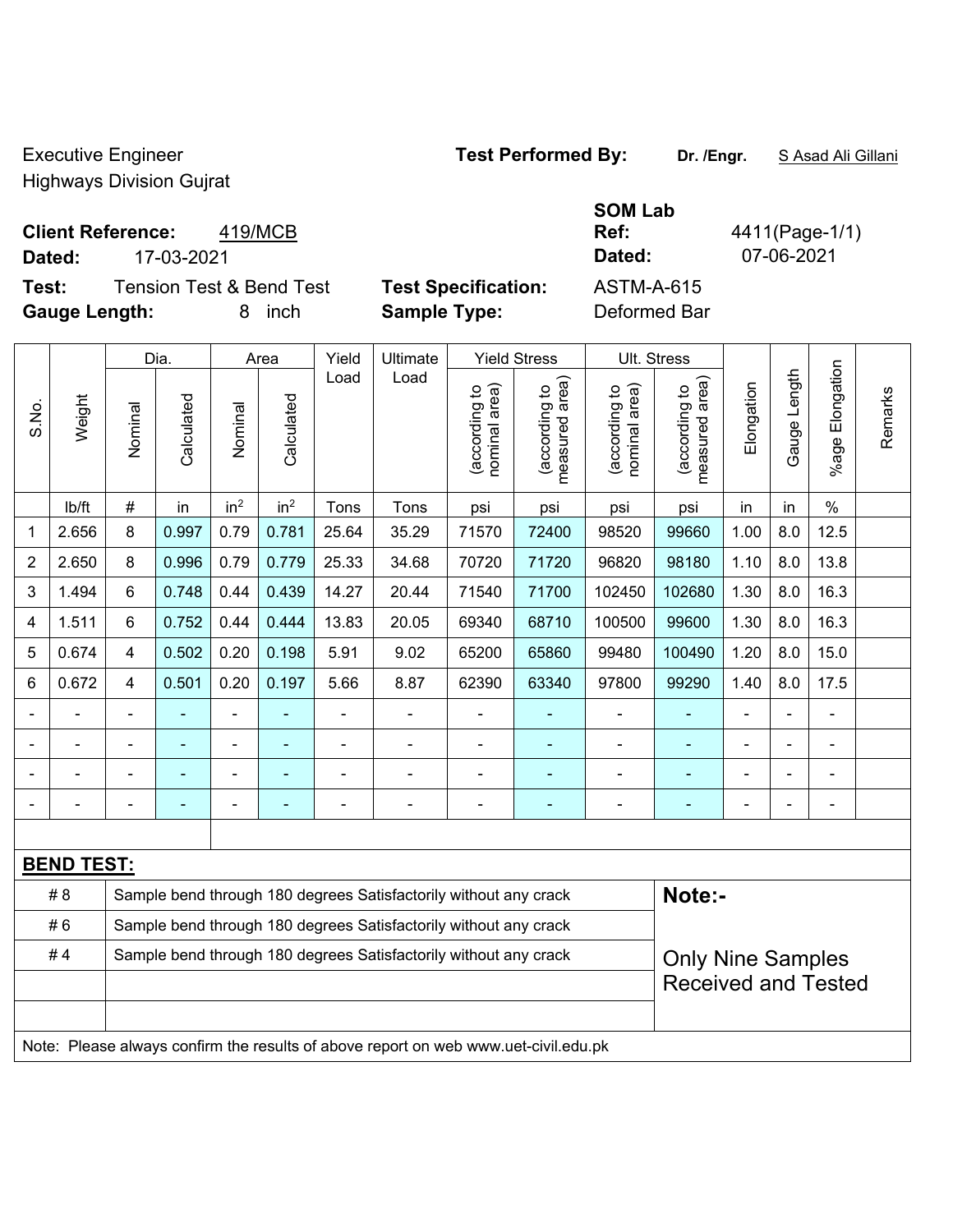Executive Engineer
Highways Division Gujrat

**Test Performed By:** **Dr. /Engr.** S Asad Ali Gillani

**Client Reference:** 419/MCB
**Dated:** 17-03-2021

**SOM Lab Ref:** 4411(Page-1/1)
**Dated:** 07-06-2021

**Test:** Tension Test & Bend Test
**Gauge Length:** 8 inch

**Test Specification:** ASTM-A-615
**Sample Type:** Deformed Bar

| S.No. | Weight | Dia. | | Area | | Yield Load | Ultimate Load | Yield Stress | | Ult. Stress | | Elongation | Gauge Length | %age Elongation | Remarks |
|---|---|---|---|---|---|---|---|---|---|---|---|---|---|---|---|
| | | Nominal | Calculated | Nominal | Calculated | | | (according to nominal area) | (according to measured area) | (according to nominal area) | (according to measured area) | | | | |
| | lb/ft | # | in | $in^2$ | $in^2$ | Tons | Tons | psi | psi | psi | psi | in | in | % | |
| 1 | 2.656 | 8 | 0.997 | 0.79 | 0.781 | 25.64 | 35.29 | 71570 | 72400 | 98520 | 99660 | 1.00 | 8.0 | 12.5 | |
| 2 | 2.650 | 8 | 0.996 | 0.79 | 0.779 | 25.33 | 34.68 | 70720 | 71720 | 96820 | 98180 | 1.10 | 8.0 | 13.8 | |
| 3 | 1.494 | 6 | 0.748 | 0.44 | 0.439 | 14.27 | 20.44 | 71540 | 71700 | 102450 | 102680 | 1.30 | 8.0 | 16.3 | |
| 4 | 1.511 | 6 | 0.752 | 0.44 | 0.444 | 13.83 | 20.05 | 69340 | 68710 | 100500 | 99600 | 1.30 | 8.0 | 16.3 | |
| 5 | 0.674 | 4 | 0.502 | 0.20 | 0.198 | 5.91 | 9.02 | 65200 | 65860 | 99480 | 100490 | 1.20 | 8.0 | 15.0 | |
| 6 | 0.672 | 4 | 0.501 | 0.20 | 0.197 | 5.66 | 8.87 | 62390 | 63340 | 97800 | 99290 | 1.40 | 8.0 | 17.5 | |
| - | - | - | - | - | - | - | - | - | - | - | - | - | - | - | |
| - | - | - | - | - | - | - | - | - | - | - | - | - | - | - | |
| - | - | - | - | - | - | - | - | - | - | - | - | - | - | - | |
| - | - | - | - | - | - | - | - | - | - | - | - | - | - | - | |

**BEND TEST:**

| | | |
|---|---|---|
| # 8 | Sample bend through 180 degrees Satisfactorily without any crack | **Note:-** |
| # 6 | Sample bend through 180 degrees Satisfactorily without any crack | |
| # 4 | Sample bend through 180 degrees Satisfactorily without any crack | Only Nine Samples Received and Tested |

Note: Please always confirm the results of above report on web www.uet-civil.edu.pk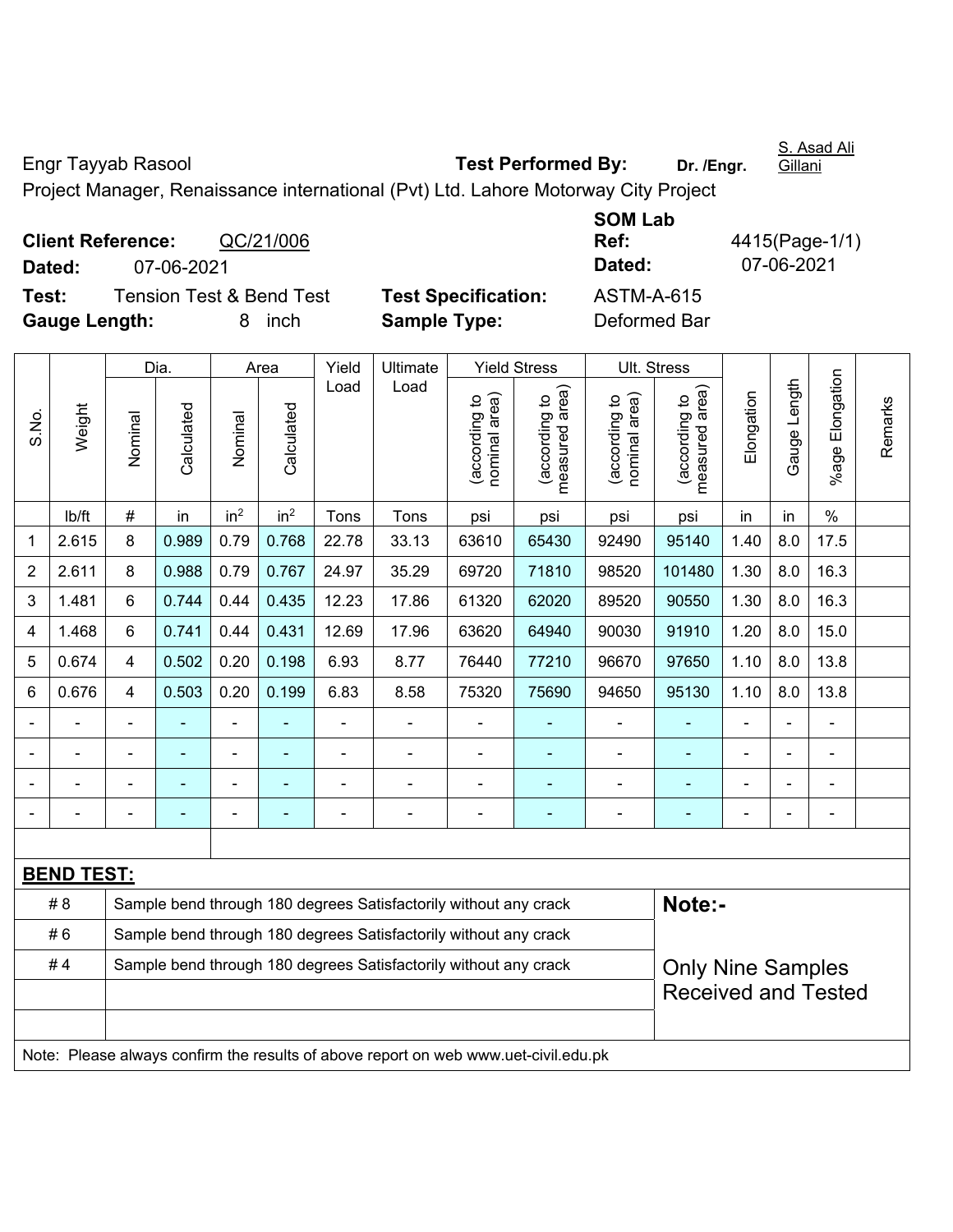Engr Tayyab Rasool **Test Performed By:** Dr. /Engr. S. Asad Ali Gillani

Project Manager, Renaissance international (Pvt) Ltd. Lahore Motorway City Project

**Client Reference:** QC/21/006 **SOM Lab Ref:** 4415(Page-1/1)

**Dated:** 07-06-2021 **Dated:** 07-06-2021

**Test:** Tension Test & Bend Test **Test Specification:** ASTM-A-615

**Gauge Length:** 8 inch **Sample Type:** Deformed Bar

| S.No. | Weight | Dia. | | Area | | Yield Load | Ultimate Load | Yield Stress | | Ult. Stress | | Elongation | Gauge Length | %age Elongation | Remarks |
|---|---|---|---|---|---|---|---|---|---|---|---|---|---|---|---|
| | | Nominal | Calculated | Nominal | Calculated | | | (according to nominal area) | (according to measured area) | (according to nominal area) | (according to measured area) | | | | |
| | lb/ft | # | in | $in^2$ | $in^2$ | Tons | Tons | psi | psi | psi | psi | in | in | % | |
| 1 | 2.615 | 8 | 0.989 | 0.79 | 0.768 | 22.78 | 33.13 | 63610 | 65430 | 92490 | 95140 | 1.40 | 8.0 | 17.5 | |
| 2 | 2.611 | 8 | 0.988 | 0.79 | 0.767 | 24.97 | 35.29 | 69720 | 71810 | 98520 | 101480 | 1.30 | 8.0 | 16.3 | |
| 3 | 1.481 | 6 | 0.744 | 0.44 | 0.435 | 12.23 | 17.86 | 61320 | 62020 | 89520 | 90550 | 1.30 | 8.0 | 16.3 | |
| 4 | 1.468 | 6 | 0.741 | 0.44 | 0.431 | 12.69 | 17.96 | 63620 | 64940 | 90030 | 91910 | 1.20 | 8.0 | 15.0 | |
| 5 | 0.674 | 4 | 0.502 | 0.20 | 0.198 | 6.93 | 8.77 | 76440 | 77210 | 96670 | 97650 | 1.10 | 8.0 | 13.8 | |
| 6 | 0.676 | 4 | 0.503 | 0.20 | 0.199 | 6.83 | 8.58 | 75320 | 75690 | 94650 | 95130 | 1.10 | 8.0 | 13.8 | |
| - | - | - | - | - | - | - | - | - | - | - | - | - | - | - | |
| - | - | - | - | - | - | - | - | - | - | - | - | - | - | - | |
| - | - | - | - | - | - | - | - | - | - | - | - | - | - | - | |
| - | - | - | - | - | - | - | - | - | - | - | - | - | - | - | |

**BEND TEST:**

| | | |
|---|---|---|
| # 8 | Sample bend through 180 degrees Satisfactorily without any crack | **Note:-** |
| # 6 | Sample bend through 180 degrees Satisfactorily without any crack | |
| # 4 | Sample bend through 180 degrees Satisfactorily without any crack | Only Nine Samples Received and Tested |

Note: Please always confirm the results of above report on web www.uet-civil.edu.pk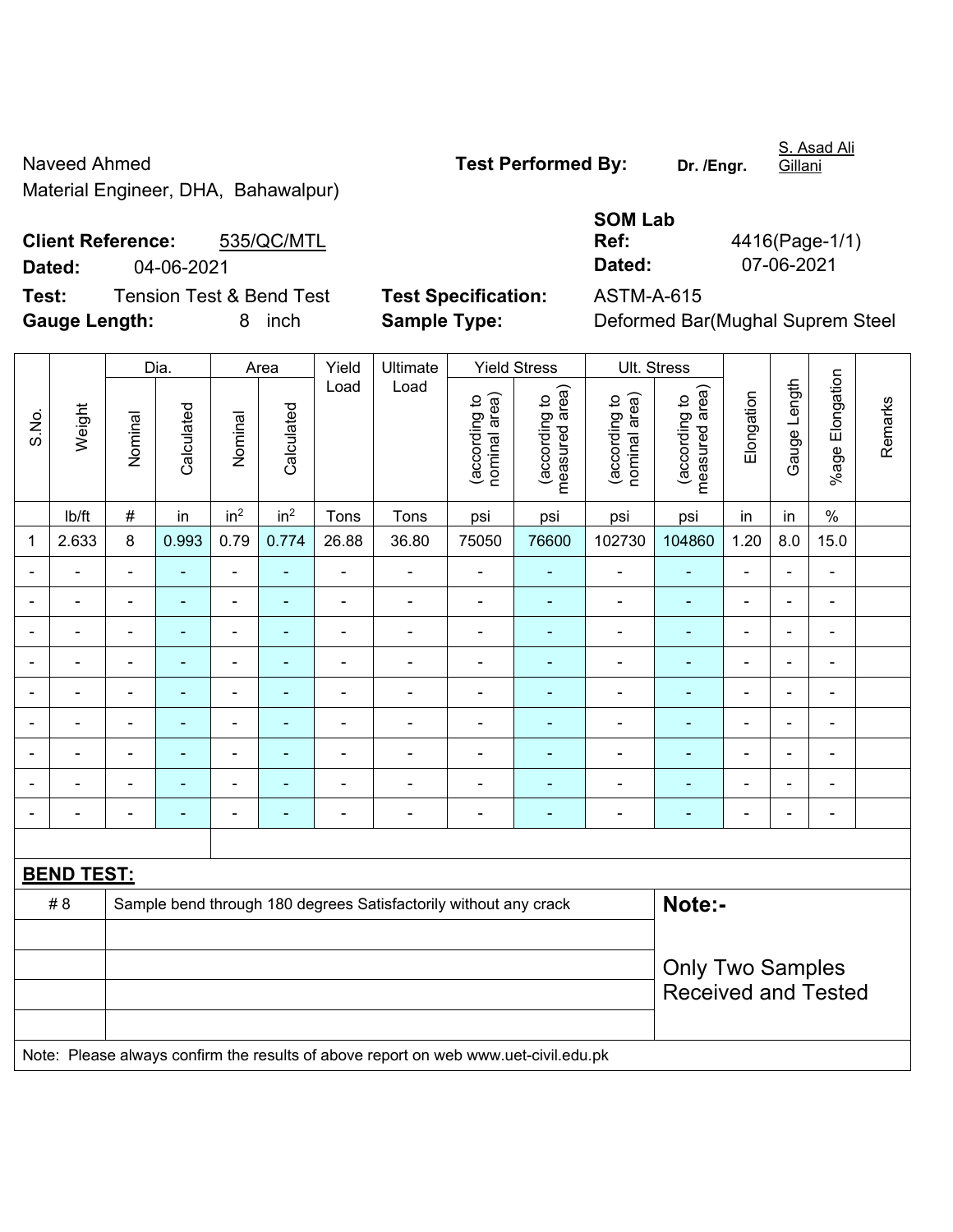Naveed Ahmed
Material Engineer, DHA, Bahawalpur)

**Test Performed By:** **Dr. /Engr.** S. Asad Ali Gillani

**Client Reference:** 535/QC/MTL
**Dated:** 04-06-2021

**SOM Lab Ref:** 4416(Page-1/1)
**Dated:** 07-06-2021

**Test:** Tension Test & Bend Test
**Gauge Length:** 8 inch

**Test Specification:** ASTM-A-615
**Sample Type:** Deformed Bar(Mughal Suprem Steel

| S.No. | Weight | Dia. | | Area | | Yield Load | Ultimate Load | Yield Stress | | Ult. Stress | | Elongation | Gauge Length | %age Elongation | Remarks |
|---|---|---|---|---|---|---|---|---|---|---|---|---|---|---|---|
| | | Nominal | Calculated | Nominal | Calculated | | | (according to nominal area) | (according to measured area) | (according to nominal area) | (according to measured area) | | | | |
| | lb/ft | # | in | in$^2$ | in$^2$ | Tons | Tons | psi | psi | psi | psi | in | in | % | |
| 1 | 2.633 | 8 | 0.993 | 0.79 | 0.774 | 26.88 | 36.80 | 75050 | 76600 | 102730 | 104860 | 1.20 | 8.0 | 15.0 | |
| - | - | - | - | - | - | - | - | - | - | - | - | - | - | - | |
| - | - | - | - | - | - | - | - | - | - | - | - | - | - | - | |
| - | - | - | - | - | - | - | - | - | - | - | - | - | - | - | |
| - | - | - | - | - | - | - | - | - | - | - | - | - | - | - | |
| - | - | - | - | - | - | - | - | - | - | - | - | - | - | - | |
| - | - | - | - | - | - | - | - | - | - | - | - | - | - | - | |
| - | - | - | - | - | - | - | - | - | - | - | - | - | - | - | |
| - | - | - | - | - | - | - | - | - | - | - | - | - | - | - | |
| - | - | - | - | - | - | - | - | - | - | - | - | - | - | - | |

**BEND TEST:**

| | | |
|---|---|---|
| # 8 | Sample bend through 180 degrees Satisfactorily without any crack | **Note:-** Only Two Samples Received and Tested |

Note: Please always confirm the results of above report on web www.uet-civil.edu.pk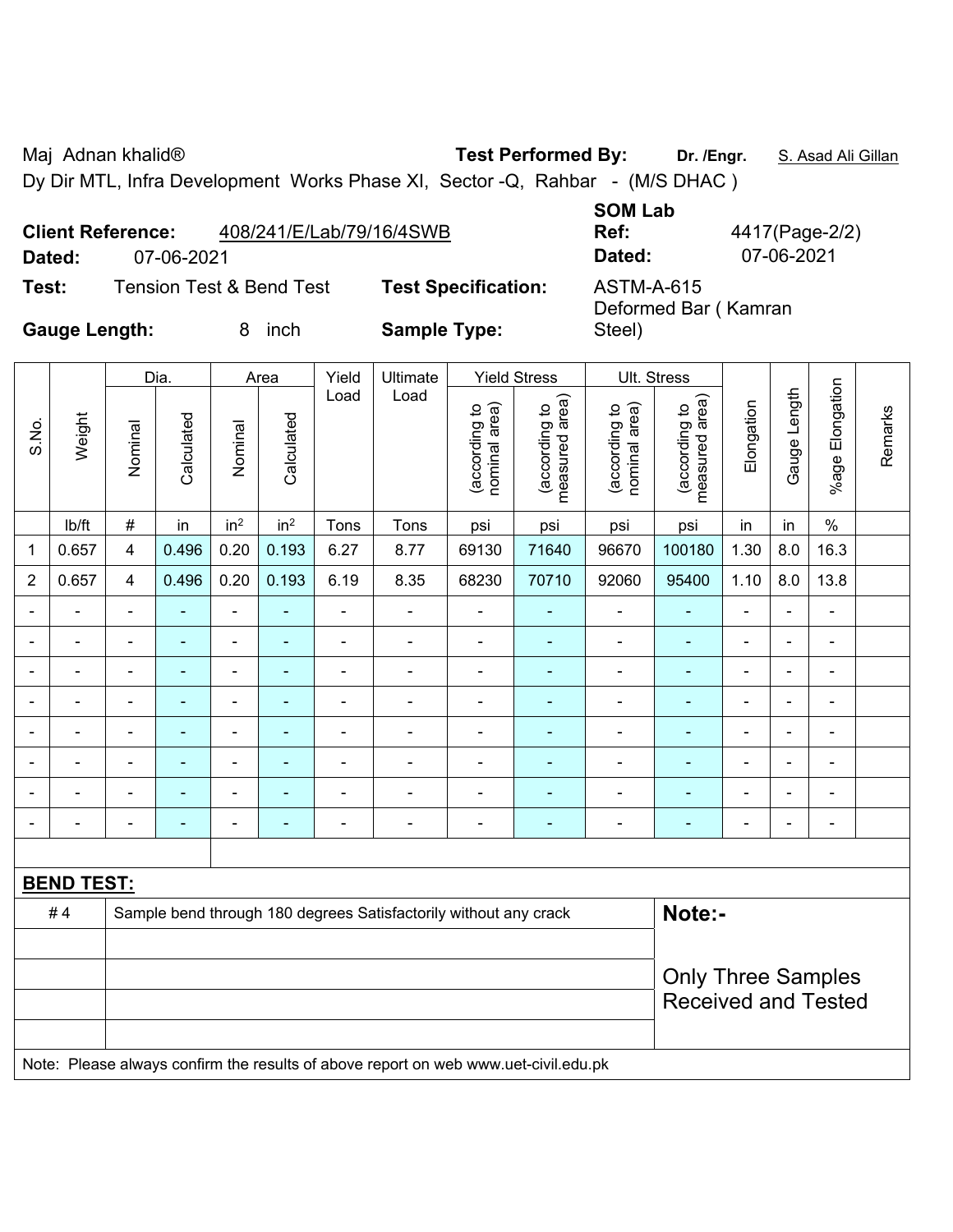Maj Adnan khalid® **Test Performed By:** **Dr. /Engr.** S. Asad Ali Gillan

Dy Dir MTL, Infra Development Works Phase XI, Sector -Q, Rahbar - (M/S DHAC )

**Client Reference:** 408/241/E/Lab/79/16/4SWB **SOM Lab Ref:** 4417(Page-2/2)

**Dated:** 07-06-2021 **Dated:** 07-06-2021

**Test:** Tension Test & Bend Test **Test Specification:** ASTM-A-615

**Gauge Length:** 8 inch **Sample Type:** Deformed Bar ( Kamran Steel)

| S.No. | Weight | Dia. | | Area | | Yield Load | Ultimate Load | Yield Stress | | Ult. Stress | | Elongation | Gauge Length | %age Elongation | Remarks |
|---|---|---|---|---|---|---|---|---|---|---|---|---|---|---|---|
| | | Nominal | Calculated | Nominal | Calculated | | | (according to nominal area) | (according to measured area) | (according to nominal area) | (according to measured area) | | | | |
| | lb/ft | # | in | in² | in² | Tons | Tons | psi | psi | psi | psi | in | in | % | |
| 1 | 0.657 | 4 | 0.496 | 0.20 | 0.193 | 6.27 | 8.77 | 69130 | 71640 | 96670 | 100180 | 1.30 | 8.0 | 16.3 | |
| 2 | 0.657 | 4 | 0.496 | 0.20 | 0.193 | 6.19 | 8.35 | 68230 | 70710 | 92060 | 95400 | 1.10 | 8.0 | 13.8 | |
| - | - | - | - | - | - | - | - | - | - | - | - | - | - | - | |
| - | - | - | - | - | - | - | - | - | - | - | - | - | - | - | |
| - | - | - | - | - | - | - | - | - | - | - | - | - | - | - | |
| - | - | - | - | - | - | - | - | - | - | - | - | - | - | - | |
| - | - | - | - | - | - | - | - | - | - | - | - | - | - | - | |
| - | - | - | - | - | - | - | - | - | - | - | - | - | - | - | |
| - | - | - | - | - | - | - | - | - | - | - | - | - | - | - | |
| - | - | - | - | - | - | - | - | - | - | - | - | - | - | - | |

**BEND TEST:**

| | | |
|---|---|---|
| # 4 | Sample bend through 180 degrees Satisfactorily without any crack | **Note:-** Only Three Samples Received and Tested |

Note: Please always confirm the results of above report on web www.uet-civil.edu.pk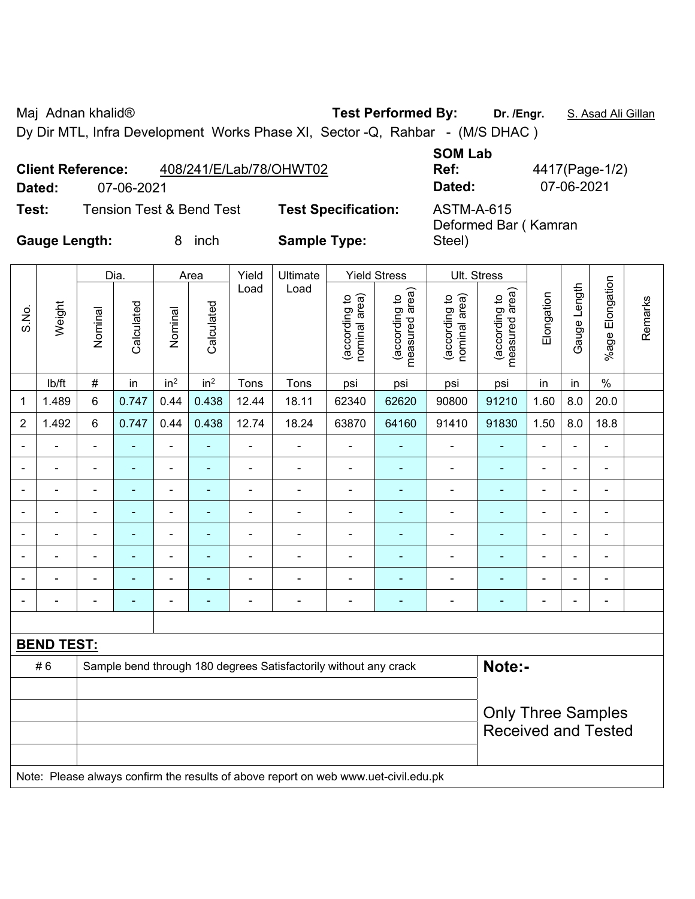Maj Adnan khalid® **Test Performed By:** **Dr. /Engr.** S. Asad Ali Gillan

Dy Dir MTL, Infra Development Works Phase XI, Sector -Q, Rahbar - (M/S DHAC )

**Client Reference:** 408/241/E/Lab/78/OHWT02

**Dated:** 07-06-2021

**SOM Lab Ref:** 4417(Page-1/2)

**Dated:** 07-06-2021

**Test:** Tension Test & Bend Test

**Test Specification:** ASTM-A-615

**Gauge Length:** 8 inch

**Sample Type:** Deformed Bar ( Kamran Steel)

| S.No. | Weight | Dia. | | Area | | Yield Load | Ultimate Load | Yield Stress | | Ult. Stress | | Elongation | Gauge Length | %age Elongation | Remarks |
|---|---|---|---|---|---|---|---|---|---|---|---|---|---|---|---|
| | | Nominal | Calculated | Nominal | Calculated | | | (according to nominal area) | (according to measured area) | (according to nominal area) | (according to measured area) | | | | |
| | lb/ft | # | in | in² | in² | Tons | Tons | psi | psi | psi | psi | in | in | % | |
| 1 | 1.489 | 6 | 0.747 | 0.44 | 0.438 | 12.44 | 18.11 | 62340 | 62620 | 90800 | 91210 | 1.60 | 8.0 | 20.0 | |
| 2 | 1.492 | 6 | 0.747 | 0.44 | 0.438 | 12.74 | 18.24 | 63870 | 64160 | 91410 | 91830 | 1.50 | 8.0 | 18.8 | |
| - | - | - | - | - | - | - | - | - | - | - | - | - | - | - | |
| - | - | - | - | - | - | - | - | - | - | - | - | - | - | - | |
| - | - | - | - | - | - | - | - | - | - | - | - | - | - | - | |
| - | - | - | - | - | - | - | - | - | - | - | - | - | - | - | |
| - | - | - | - | - | - | - | - | - | - | - | - | - | - | - | |
| - | - | - | - | - | - | - | - | - | - | - | - | - | - | - | |
| - | - | - | - | - | - | - | - | - | - | - | - | - | - | - | |
| - | - | - | - | - | - | - | - | - | - | - | - | - | - | - | |

**BEND TEST:**

| | | |
|---|---|---|
| # 6 | Sample bend through 180 degrees Satisfactorily without any crack | **Note:-** |
| | | Only Three Samples Received and Tested |
| | | |
| | | |
| | | |

Note: Please always confirm the results of above report on web www.uet-civil.edu.pk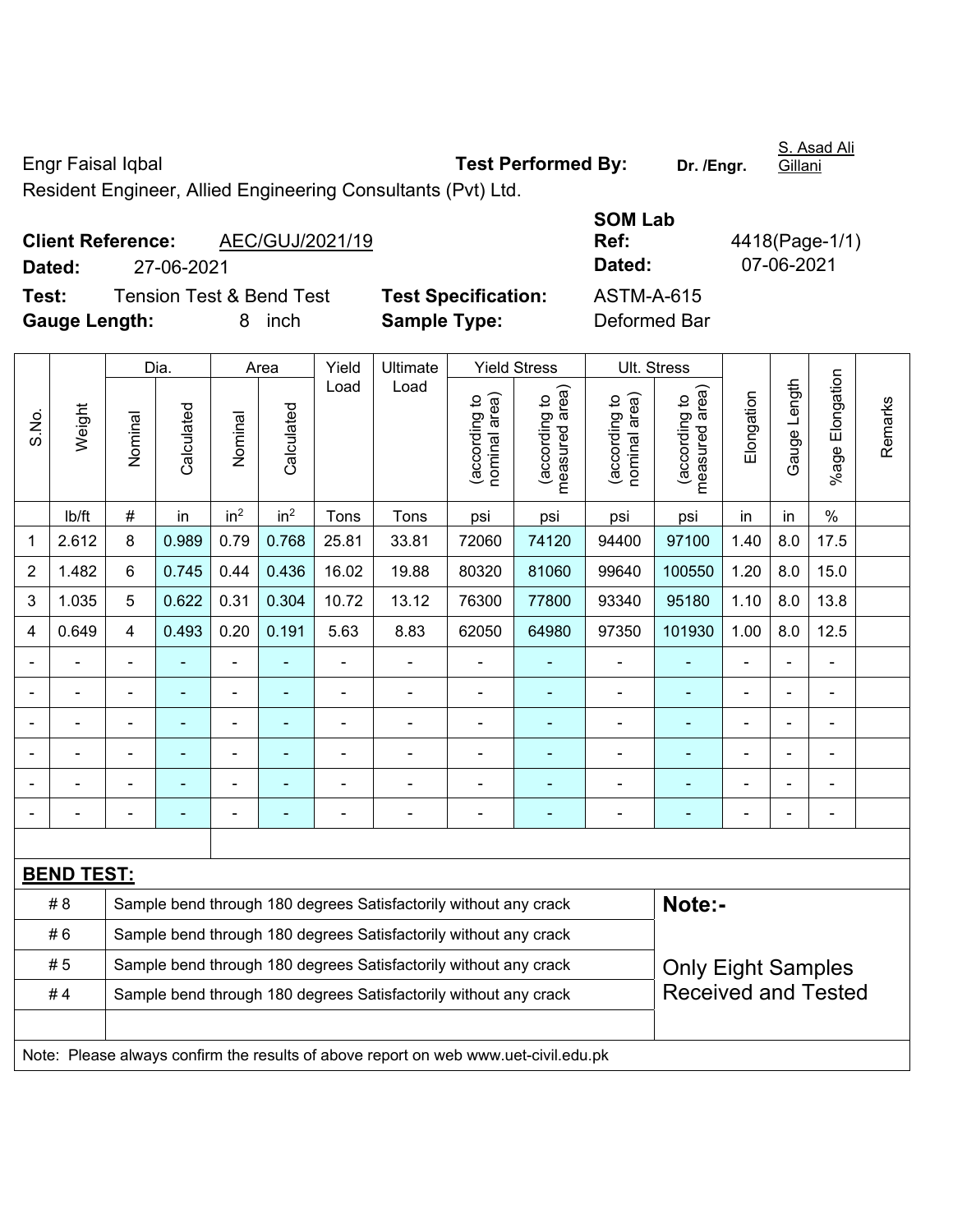Engr Faisal Iqbal

Resident Engineer, Allied Engineering Consultants (Pvt) Ltd.

**Test Performed By:** Dr. /Engr. S. Asad Ali Gillani

**Client Reference:** AEC/GUJ/2021/19

**Dated:** 27-06-2021

**SOM Lab Ref:** 4418(Page-1/1)

**Dated:** 07-06-2021

**Test:** Tension Test & Bend Test

**Test Specification:** ASTM-A-615

**Gauge Length:** 8 inch

**Sample Type:** Deformed Bar

| S.No. | Weight | Dia. | | Area | | Yield Load | Ultimate Load | Yield Stress | | Ult. Stress | | Elongation | Gauge Length | %age Elongation | Remarks |
|---|---|---|---|---|---|---|---|---|---|---|---|---|---|---|---|
| | | Nominal | Calculated | Nominal | Calculated | | | (according to nominal area) | (according to measured area) | (according to nominal area) | (according to measured area) | | | | |
| | lb/ft | # | in | $in^2$ | $in^2$ | Tons | Tons | psi | psi | psi | psi | in | in | % | |
| 1 | 2.612 | 8 | 0.989 | 0.79 | 0.768 | 25.81 | 33.81 | 72060 | 74120 | 94400 | 97100 | 1.40 | 8.0 | 17.5 | |
| 2 | 1.482 | 6 | 0.745 | 0.44 | 0.436 | 16.02 | 19.88 | 80320 | 81060 | 99640 | 100550 | 1.20 | 8.0 | 15.0 | |
| 3 | 1.035 | 5 | 0.622 | 0.31 | 0.304 | 10.72 | 13.12 | 76300 | 77800 | 93340 | 95180 | 1.10 | 8.0 | 13.8 | |
| 4 | 0.649 | 4 | 0.493 | 0.20 | 0.191 | 5.63 | 8.83 | 62050 | 64980 | 97350 | 101930 | 1.00 | 8.0 | 12.5 | |
| - | - | - | - | - | - | - | - | - | - | - | - | - | - | - | |
| - | - | - | - | - | - | - | - | - | - | - | - | - | - | - | |
| - | - | - | - | - | - | - | - | - | - | - | - | - | - | - | |
| - | - | - | - | - | - | - | - | - | - | - | - | - | - | - | |
| - | - | - | - | - | - | - | - | - | - | - | - | - | - | - | |
| - | - | - | - | - | - | - | - | - | - | - | - | - | - | - | |

**BEND TEST:**

| Bar | Result |
|---|---|
| # 8 | Sample bend through 180 degrees Satisfactorily without any crack |
| # 6 | Sample bend through 180 degrees Satisfactorily without any crack |
| # 5 | Sample bend through 180 degrees Satisfactorily without any crack |
| # 4 | Sample bend through 180 degrees Satisfactorily without any crack |

**Note:-**

Only Eight Samples Received and Tested

Note: Please always confirm the results of above report on web www.uet-civil.edu.pk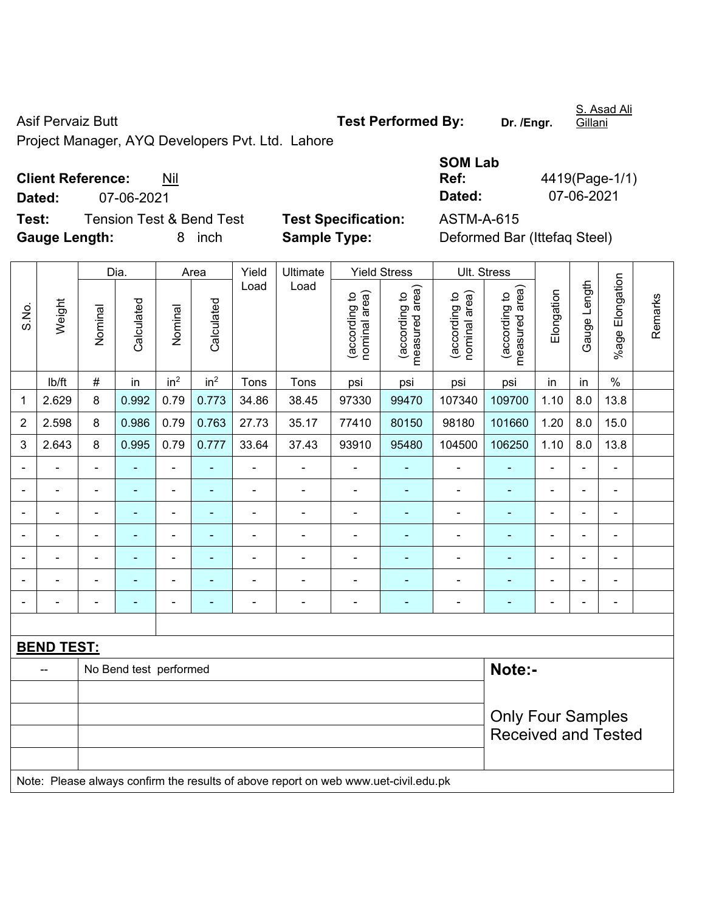Asif Pervaiz Butt

Project Manager, AYQ Developers Pvt. Ltd. Lahore

**Test Performed By:** **Dr. /Engr.** S. Asad Ali Gillani

**Client Reference:** Nil

**Dated:** 07-06-2021

**SOM Lab Ref:** 4419(Page-1/1)

**Dated:** 07-06-2021

**Test:** Tension Test & Bend Test

**Test Specification:** ASTM-A-615

**Gauge Length:** 8 inch

**Sample Type:** Deformed Bar (Ittefaq Steel)

| S.No. | Weight | Dia. | | Area | | Yield Load | Ultimate Load | Yield Stress | | Ult. Stress | | Elongation | Gauge Length | %age Elongation | Remarks |
|---|---|---|---|---|---|---|---|---|---|---|---|---|---|---|---|
| | | Nominal | Calculated | Nominal | Calculated | | | (according to nominal area) | (according to measured area) | (according to nominal area) | (according to measured area) | | | | |
| | lb/ft | # | in | $in^2$ | $in^2$ | Tons | Tons | psi | psi | psi | psi | in | in | % | |
| 1 | 2.629 | 8 | 0.992 | 0.79 | 0.773 | 34.86 | 38.45 | 97330 | 99470 | 107340 | 109700 | 1.10 | 8.0 | 13.8 | |
| 2 | 2.598 | 8 | 0.986 | 0.79 | 0.763 | 27.73 | 35.17 | 77410 | 80150 | 98180 | 101660 | 1.20 | 8.0 | 15.0 | |
| 3 | 2.643 | 8 | 0.995 | 0.79 | 0.777 | 33.64 | 37.43 | 93910 | 95480 | 104500 | 106250 | 1.10 | 8.0 | 13.8 | |
| - | - | - | - | - | - | - | - | - | - | - | - | - | - | - | |
| - | - | - | - | - | - | - | - | - | - | - | - | - | - | - | |
| - | - | - | - | - | - | - | - | - | - | - | - | - | - | - | |
| - | - | - | - | - | - | - | - | - | - | - | - | - | - | - | |
| - | - | - | - | - | - | - | - | - | - | - | - | - | - | - | |
| - | - | - | - | - | - | - | - | - | - | - | - | - | - | - | |
| - | - | - | - | - | - | - | - | - | - | - | - | - | - | - | |

**BEND TEST:**

| -- | No Bend test performed |
|---|---|

**Note:-**

Only Four Samples Received and Tested

Note: Please always confirm the results of above report on web www.uet-civil.edu.pk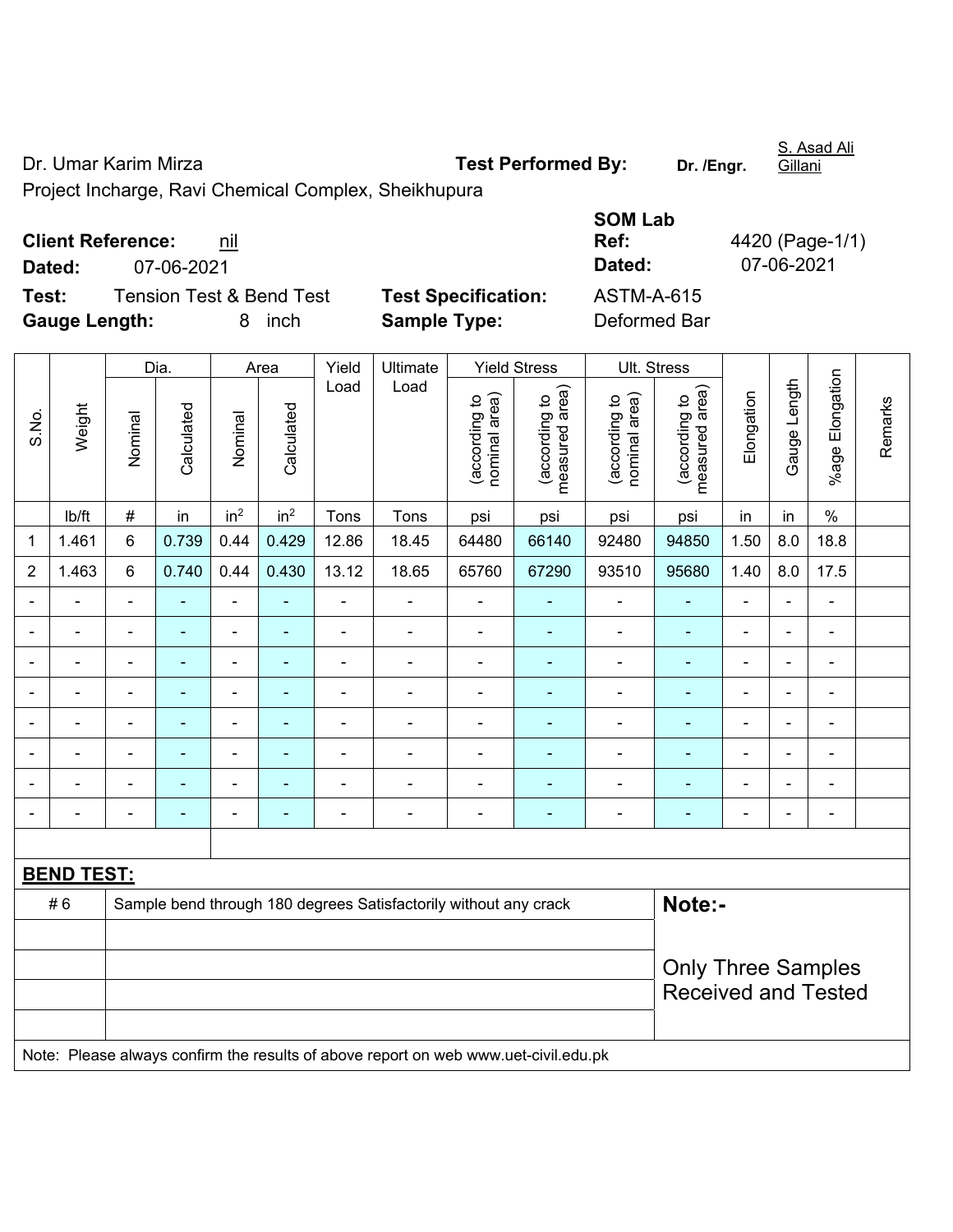Dr. Umar Karim Mirza

Project Incharge, Ravi Chemical Complex, Sheikhupura

**Test Performed By:** Dr. /Engr. S. Asad Ali Gillani

**Client Reference:** nil

**Dated:** 07-06-2021

**SOM Lab Ref:** 4420 (Page-1/1)

**Dated:** 07-06-2021

**Test:** Tension Test & Bend Test

**Test Specification:** ASTM-A-615

**Gauge Length:** 8 inch

**Sample Type:** Deformed Bar

| S.No. | Weight | Dia. | | Area | | Yield Load | Ultimate Load | Yield Stress | | Ult. Stress | | Elongation | Gauge Length | %age Elongation | Remarks |
|---|---|---|---|---|---|---|---|---|---|---|---|---|---|---|---|
| | | Nominal | Calculated | Nominal | Calculated | | | (according to nominal area) | (according to measured area) | (according to nominal area) | (according to measured area) | | | | |
| | lb/ft | # | in | $in^2$ | $in^2$ | Tons | Tons | psi | psi | psi | psi | in | in | % | |
| 1 | 1.461 | 6 | 0.739 | 0.44 | 0.429 | 12.86 | 18.45 | 64480 | 66140 | 92480 | 94850 | 1.50 | 8.0 | 18.8 | |
| 2 | 1.463 | 6 | 0.740 | 0.44 | 0.430 | 13.12 | 18.65 | 65760 | 67290 | 93510 | 95680 | 1.40 | 8.0 | 17.5 | |
| - | - | - | - | - | - | - | - | - | - | - | - | - | - | - | |
| - | - | - | - | - | - | - | - | - | - | - | - | - | - | - | |
| - | - | - | - | - | - | - | - | - | - | - | - | - | - | - | |
| - | - | - | - | - | - | - | - | - | - | - | - | - | - | - | |
| - | - | - | - | - | - | - | - | - | - | - | - | - | - | - | |
| - | - | - | - | - | - | - | - | - | - | - | - | - | - | - | |
| - | - | - | - | - | - | - | - | - | - | - | - | - | - | - | |
| - | - | - | - | - | - | - | - | - | - | - | - | - | - | - | |

**BEND TEST:**

| | | |
|---|---|---|
| # 6 | Sample bend through 180 degrees Satisfactorily without any crack | **Note:-** |
| | | Only Three Samples Received and Tested |
| | | |
| | | |
| | | |

Note: Please always confirm the results of above report on web www.uet-civil.edu.pk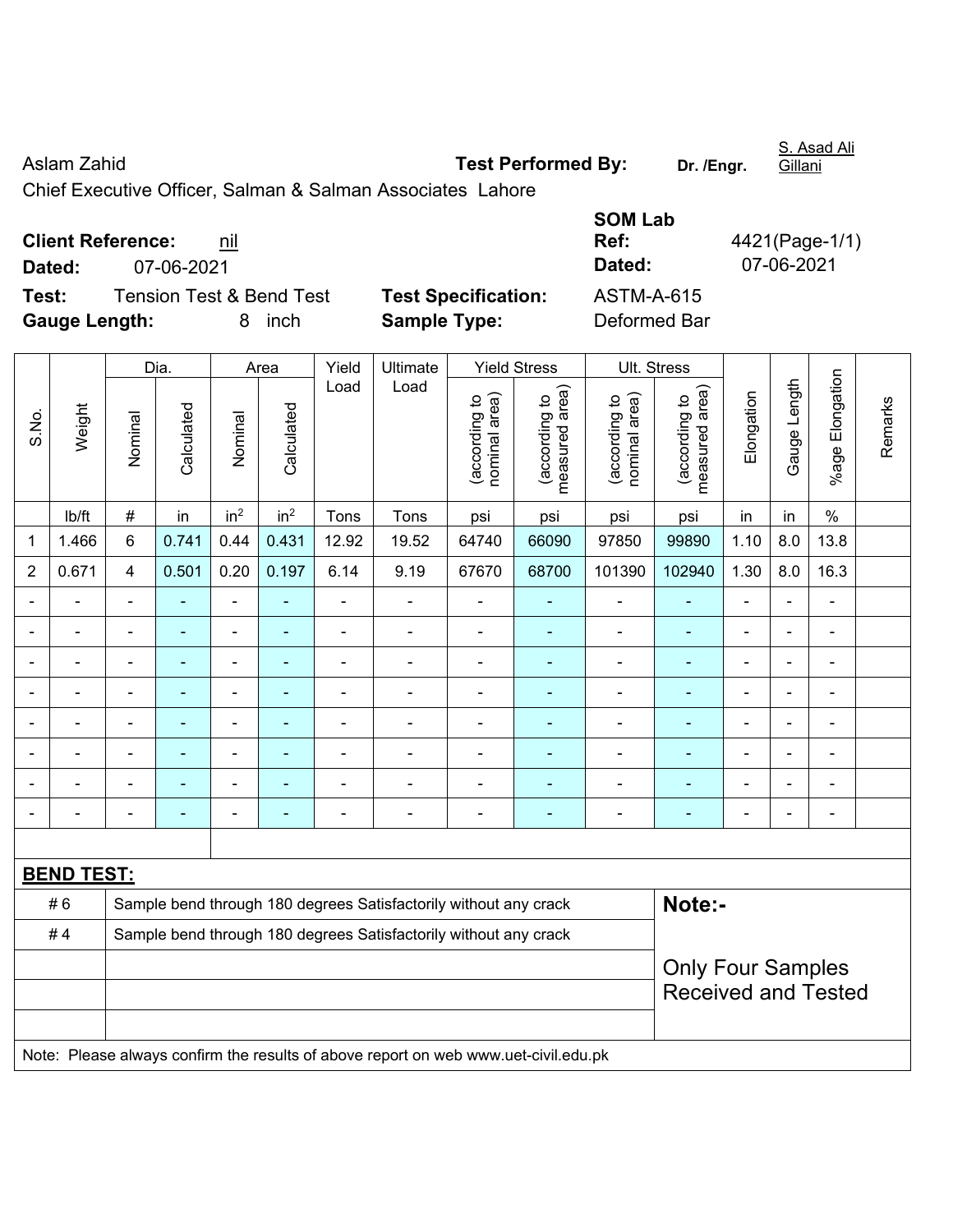Aslam Zahid

Chief Executive Officer, Salman & Salman Associates Lahore

**Test Performed By:** **Dr. /Engr.** S. Asad Ali Gillani

**Client Reference:** nil

**Dated:** 07-06-2021

**SOM Lab Ref:** 4421(Page-1/1)

**Dated:** 07-06-2021

**Test:** Tension Test & Bend Test

**Gauge Length:** 8 inch

**Test Specification:** ASTM-A-615

**Sample Type:** Deformed Bar

| S.No. | Weight | Dia. | | Area | | Yield Load | Ultimate Load | Yield Stress | | Ult. Stress | | Elongation | Gauge Length | %age Elongation | Remarks |
|---|---|---|---|---|---|---|---|---|---|---|---|---|---|---|---|
| | | Nominal | Calculated | Nominal | Calculated | | | (according to nominal area) | (according to measured area) | (according to nominal area) | (according to measured area) | | | | |
| | lb/ft | # | in | $in^2$ | $in^2$ | Tons | Tons | psi | psi | psi | psi | in | in | % | |
| 1 | 1.466 | 6 | 0.741 | 0.44 | 0.431 | 12.92 | 19.52 | 64740 | 66090 | 97850 | 99890 | 1.10 | 8.0 | 13.8 | |
| 2 | 0.671 | 4 | 0.501 | 0.20 | 0.197 | 6.14 | 9.19 | 67670 | 68700 | 101390 | 102940 | 1.30 | 8.0 | 16.3 | |
| - | - | - | - | - | - | - | - | - | - | - | - | - | - | - | |
| - | - | - | - | - | - | - | - | - | - | - | - | - | - | - | |
| - | - | - | - | - | - | - | - | - | - | - | - | - | - | - | |
| - | - | - | - | - | - | - | - | - | - | - | - | - | - | - | |
| - | - | - | - | - | - | - | - | - | - | - | - | - | - | - | |
| - | - | - | - | - | - | - | - | - | - | - | - | - | - | - | |
| - | - | - | - | - | - | - | - | - | - | - | - | - | - | - | |
| - | - | - | - | - | - | - | - | - | - | - | - | - | - | - | |

**BEND TEST:**

| | |
|---|---|
| # 6 | Sample bend through 180 degrees Satisfactorily without any crack |
| # 4 | Sample bend through 180 degrees Satisfactorily without any crack |

**Note:-**

Only Four Samples Received and Tested

Note: Please always confirm the results of above report on web www.uet-civil.edu.pk